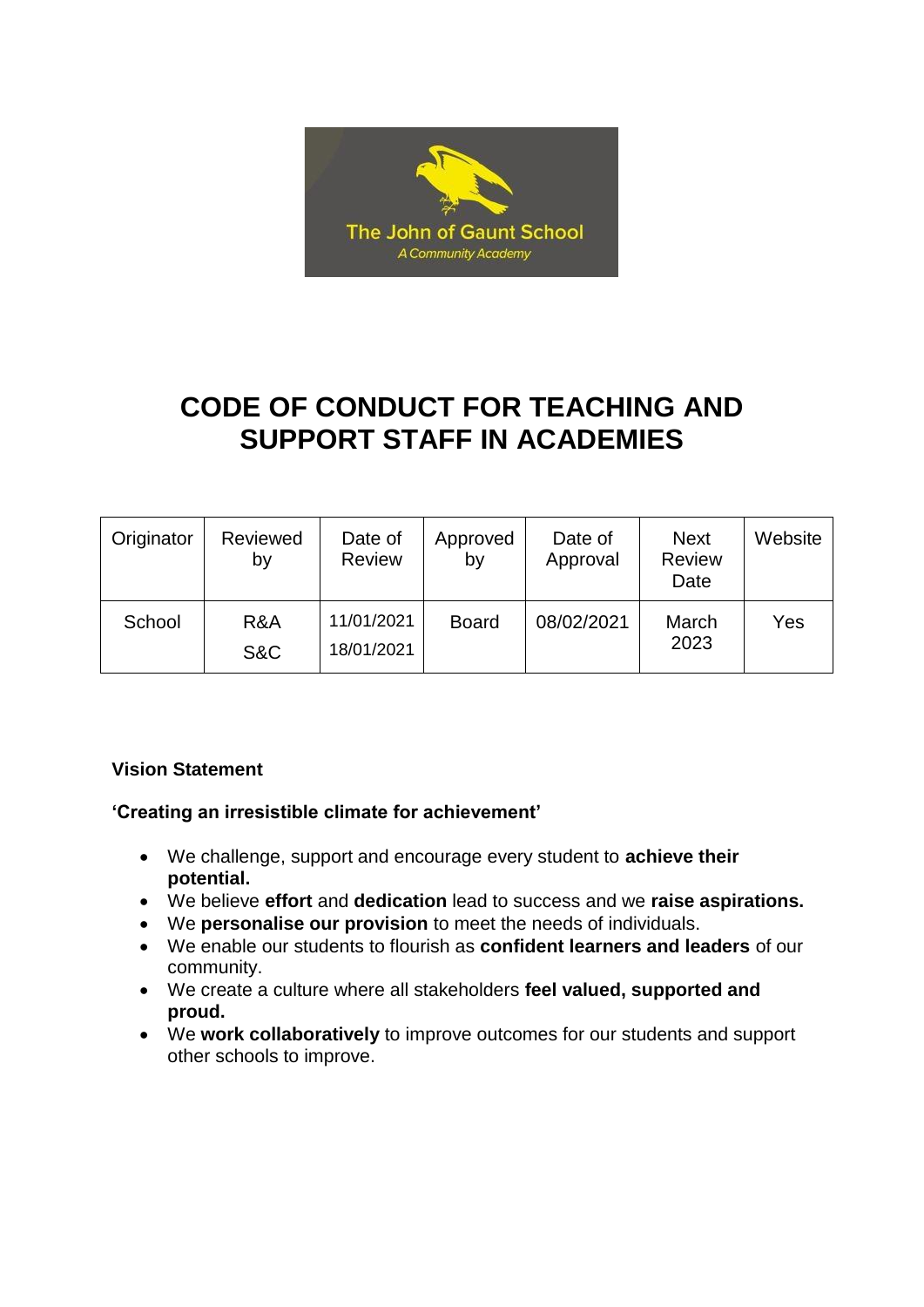The John of Gaunt School

*A Community Academy*

# CODE OF CONDUCT FOR TEACHING AND SUPPORT STAFF IN ACADEMIES

| Originator | Reviewed by | Date of Review | Approved by | Date of Approval | Next Review Date | Website |
|---|---|---|---|---|---|---|
| School | R&A<br>S&C | 11/01/2021<br>18/01/2021 | Board | 08/02/2021 | March 2023 | Yes |

**Vision Statement**

**'Creating an irresistible climate for achievement'**

- We challenge, support and encourage every student to **achieve their potential.**
- We believe **effort** and **dedication** lead to success and we **raise aspirations.**
- We **personalise our provision** to meet the needs of individuals.
- We enable our students to flourish as **confident learners and leaders** of our community.
- We create a culture where all stakeholders **feel valued, supported and proud.**
- We **work collaboratively** to improve outcomes for our students and support other schools to improve.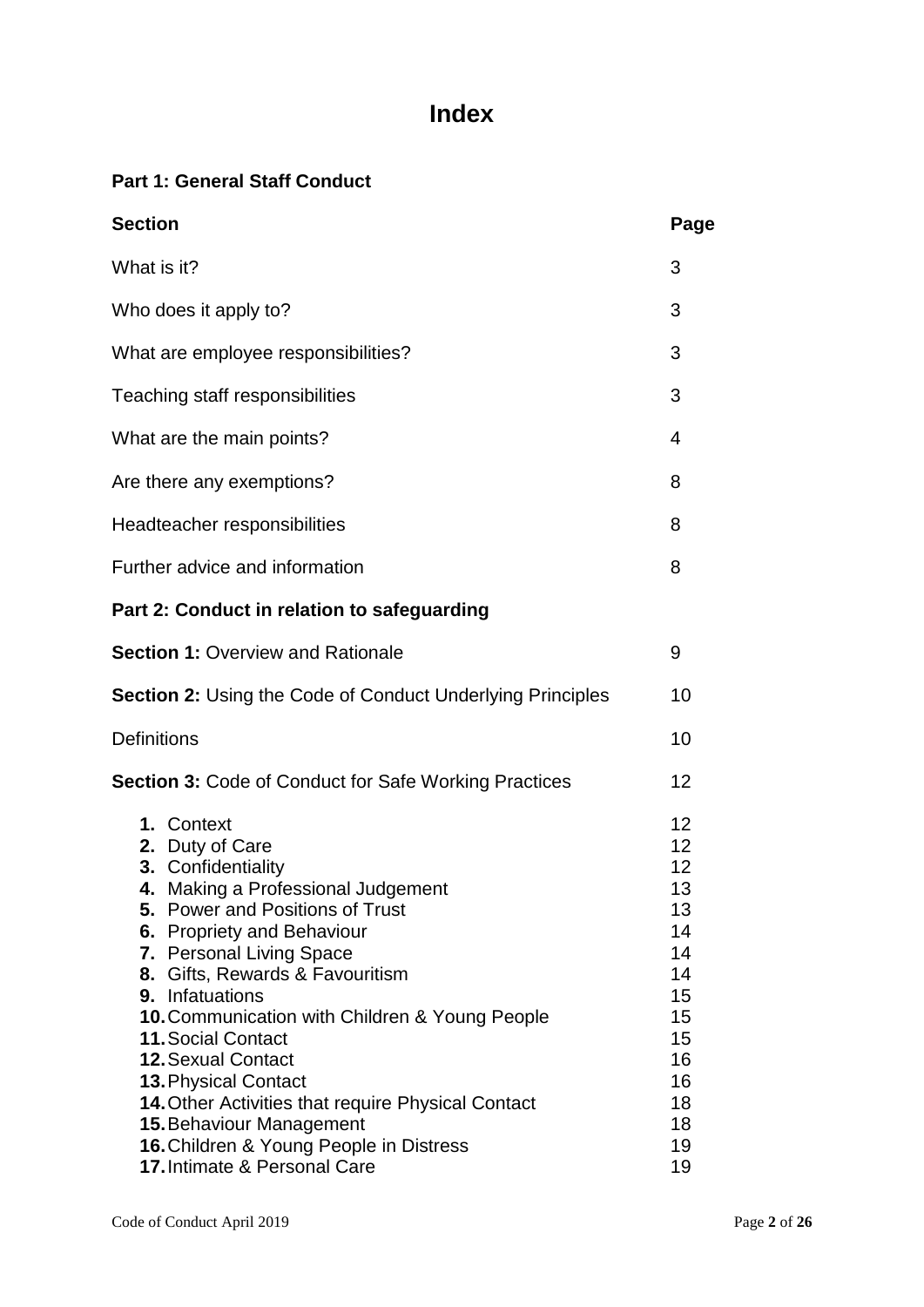# Index

## Part 1: General Staff Conduct

| Section | Page |
|---|---|
| What is it? | 3 |
| Who does it apply to? | 3 |
| What are employee responsibilities? | 3 |
| Teaching staff responsibilities | 3 |
| What are the main points? | 4 |
| Are there any exemptions? | 8 |
| Headteacher responsibilities | 8 |
| Further advice and information | 8 |

## Part 2: Conduct in relation to safeguarding

| Section | Page |
|---|---|
| **Section 1:** Overview and Rationale | 9 |
| **Section 2:** Using the Code of Conduct Underlying Principles | 10 |
| Definitions | 10 |
| **Section 3:** Code of Conduct for Safe Working Practices | 12 |
| **1.** Context | 12 |
| **2.** Duty of Care | 12 |
| **3.** Confidentiality | 12 |
| **4.** Making a Professional Judgement | 13 |
| **5.** Power and Positions of Trust | 13 |
| **6.** Propriety and Behaviour | 14 |
| **7.** Personal Living Space | 14 |
| **8.** Gifts, Rewards & Favouritism | 14 |
| **9.** Infatuations | 15 |
| **10.** Communication with Children & Young People | 15 |
| **11.** Social Contact | 15 |
| **12.** Sexual Contact | 16 |
| **13.** Physical Contact | 16 |
| **14.** Other Activities that require Physical Contact | 18 |
| **15.** Behaviour Management | 18 |
| **16.** Children & Young People in Distress | 19 |
| **17.** Intimate & Personal Care | 19 |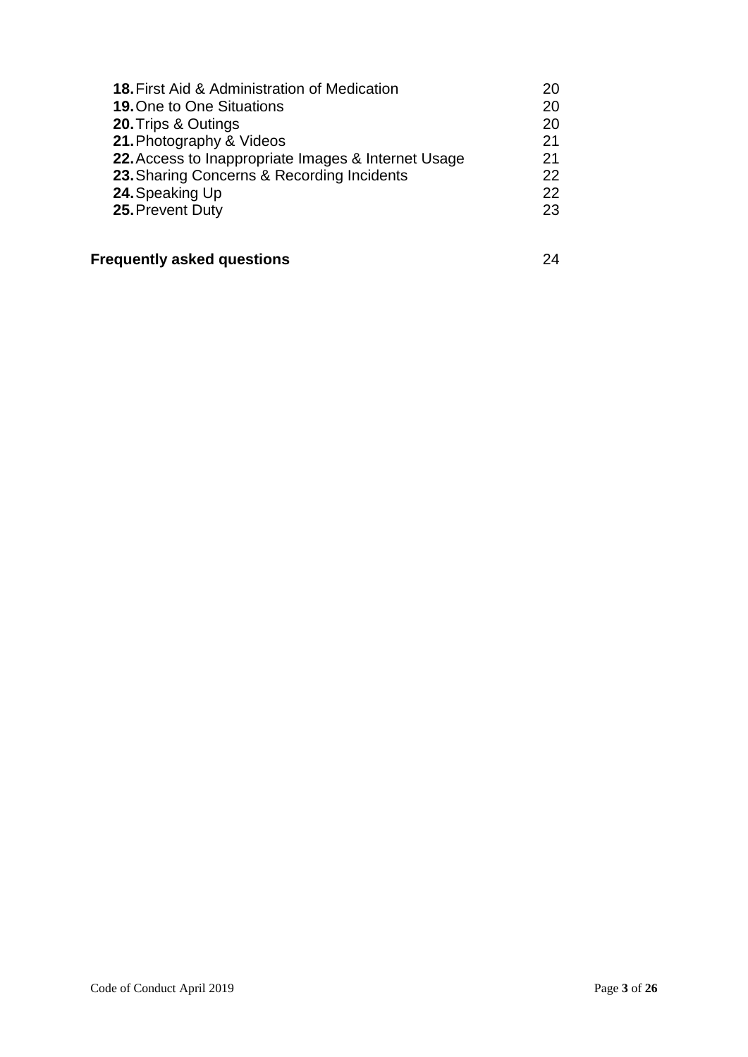| | |
|---|---|
| **18.** First Aid & Administration of Medication | 20 |
| **19.** One to One Situations | 20 |
| **20.** Trips & Outings | 20 |
| **21.** Photography & Videos | 21 |
| **22.** Access to Inappropriate Images & Internet Usage | 21 |
| **23.** Sharing Concerns & Recording Incidents | 22 |
| **24.** Speaking Up | 22 |
| **25.** Prevent Duty | 23 |

**Frequently asked questions** 24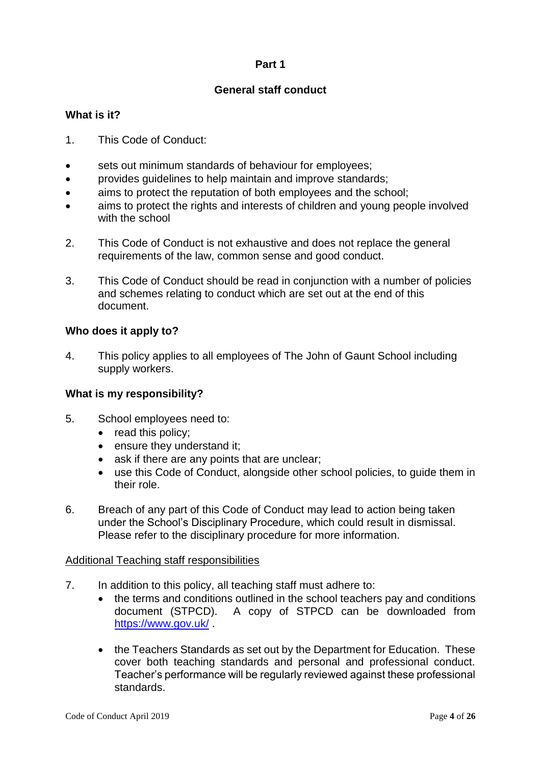# Part 1

## General staff conduct

### What is it?

1. This Code of Conduct:

- sets out minimum standards of behaviour for employees;
- provides guidelines to help maintain and improve standards;
- aims to protect the reputation of both employees and the school;
- aims to protect the rights and interests of children and young people involved with the school

2. This Code of Conduct is not exhaustive and does not replace the general requirements of the law, common sense and good conduct.

3. This Code of Conduct should be read in conjunction with a number of policies and schemes relating to conduct which are set out at the end of this document.

### Who does it apply to?

4. This policy applies to all employees of The John of Gaunt School including supply workers.

### What is my responsibility?

5. School employees need to:
   - read this policy;
   - ensure they understand it;
   - ask if there are any points that are unclear;
   - use this Code of Conduct, alongside other school policies, to guide them in their role.

6. Breach of any part of this Code of Conduct may lead to action being taken under the School's Disciplinary Procedure, which could result in dismissal. Please refer to the disciplinary procedure for more information.

Additional Teaching staff responsibilities

7. In addition to this policy, all teaching staff must adhere to:
   - the terms and conditions outlined in the school teachers pay and conditions document (STPCD). A copy of STPCD can be downloaded from https://www.gov.uk/ .

   - the Teachers Standards as set out by the Department for Education. These cover both teaching standards and personal and professional conduct. Teacher's performance will be regularly reviewed against these professional standards.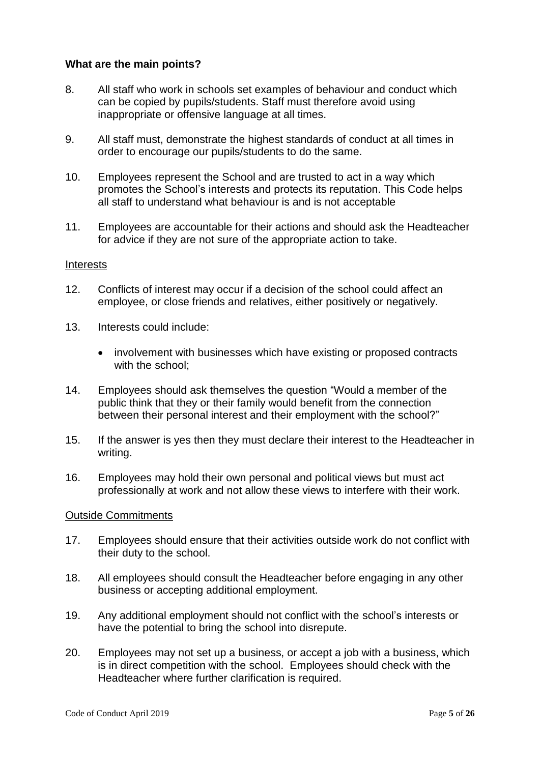**What are the main points?**

8. All staff who work in schools set examples of behaviour and conduct which can be copied by pupils/students. Staff must therefore avoid using inappropriate or offensive language at all times.

9. All staff must, demonstrate the highest standards of conduct at all times in order to encourage our pupils/students to do the same.

10. Employees represent the School and are trusted to act in a way which promotes the School's interests and protects its reputation. This Code helps all staff to understand what behaviour is and is not acceptable

11. Employees are accountable for their actions and should ask the Headteacher for advice if they are not sure of the appropriate action to take.

<u>Interests</u>

12. Conflicts of interest may occur if a decision of the school could affect an employee, or close friends and relatives, either positively or negatively.

13. Interests could include:

    - involvement with businesses which have existing or proposed contracts with the school;

14. Employees should ask themselves the question "Would a member of the public think that they or their family would benefit from the connection between their personal interest and their employment with the school?"

15. If the answer is yes then they must declare their interest to the Headteacher in writing.

16. Employees may hold their own personal and political views but must act professionally at work and not allow these views to interfere with their work.

<u>Outside Commitments</u>

17. Employees should ensure that their activities outside work do not conflict with their duty to the school.

18. All employees should consult the Headteacher before engaging in any other business or accepting additional employment.

19. Any additional employment should not conflict with the school's interests or have the potential to bring the school into disrepute.

20. Employees may not set up a business, or accept a job with a business, which is in direct competition with the school. Employees should check with the Headteacher where further clarification is required.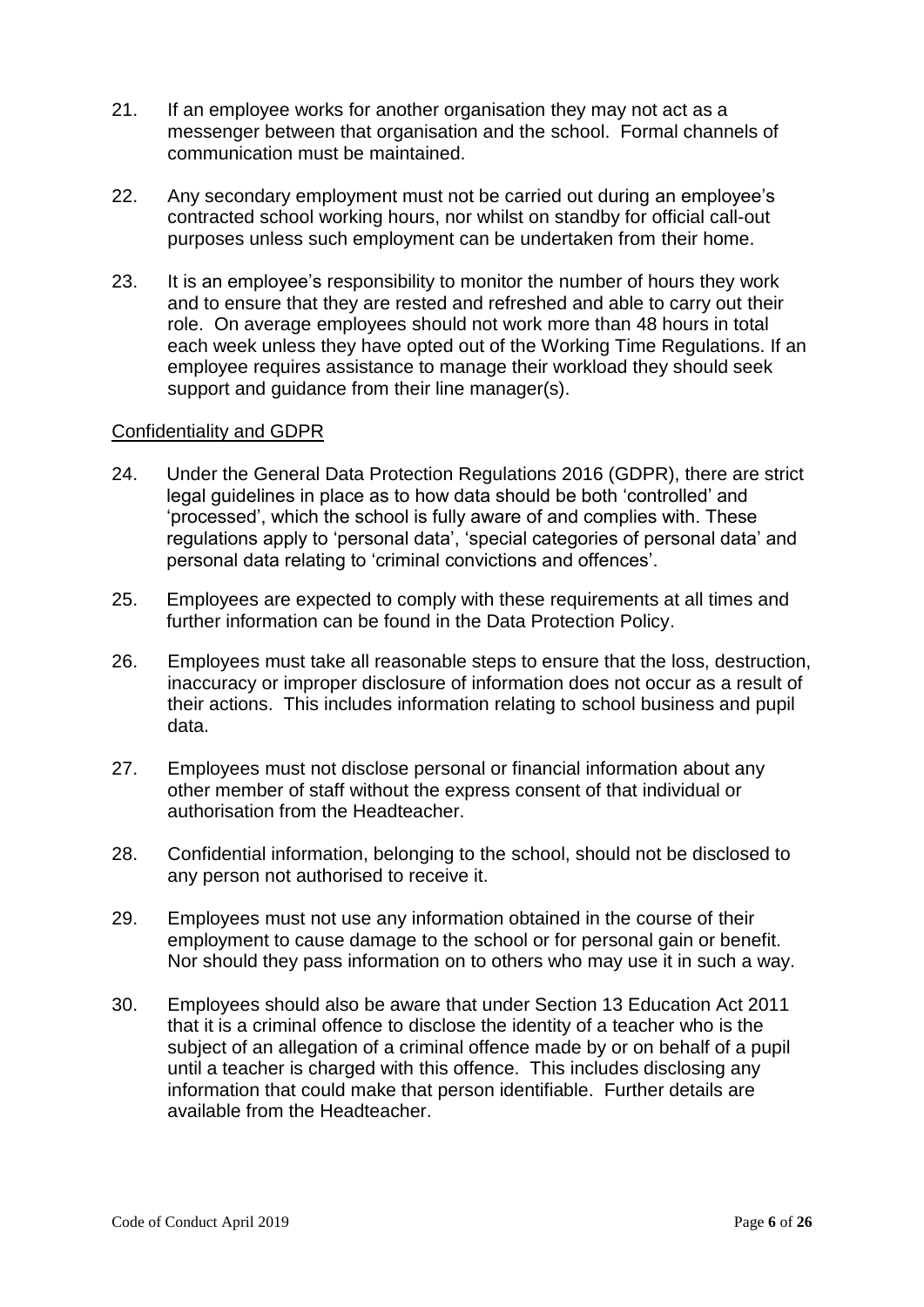21. If an employee works for another organisation they may not act as a messenger between that organisation and the school. Formal channels of communication must be maintained.

22. Any secondary employment must not be carried out during an employee's contracted school working hours, nor whilst on standby for official call-out purposes unless such employment can be undertaken from their home.

23. It is an employee's responsibility to monitor the number of hours they work and to ensure that they are rested and refreshed and able to carry out their role. On average employees should not work more than 48 hours in total each week unless they have opted out of the Working Time Regulations. If an employee requires assistance to manage their workload they should seek support and guidance from their line manager(s).

<u>Confidentiality and GDPR</u>

24. Under the General Data Protection Regulations 2016 (GDPR), there are strict legal guidelines in place as to how data should be both 'controlled' and 'processed', which the school is fully aware of and complies with. These regulations apply to 'personal data', 'special categories of personal data' and personal data relating to 'criminal convictions and offences'.

25. Employees are expected to comply with these requirements at all times and further information can be found in the Data Protection Policy.

26. Employees must take all reasonable steps to ensure that the loss, destruction, inaccuracy or improper disclosure of information does not occur as a result of their actions. This includes information relating to school business and pupil data.

27. Employees must not disclose personal or financial information about any other member of staff without the express consent of that individual or authorisation from the Headteacher.

28. Confidential information, belonging to the school, should not be disclosed to any person not authorised to receive it.

29. Employees must not use any information obtained in the course of their employment to cause damage to the school or for personal gain or benefit. Nor should they pass information on to others who may use it in such a way.

30. Employees should also be aware that under Section 13 Education Act 2011 that it is a criminal offence to disclose the identity of a teacher who is the subject of an allegation of a criminal offence made by or on behalf of a pupil until a teacher is charged with this offence. This includes disclosing any information that could make that person identifiable. Further details are available from the Headteacher.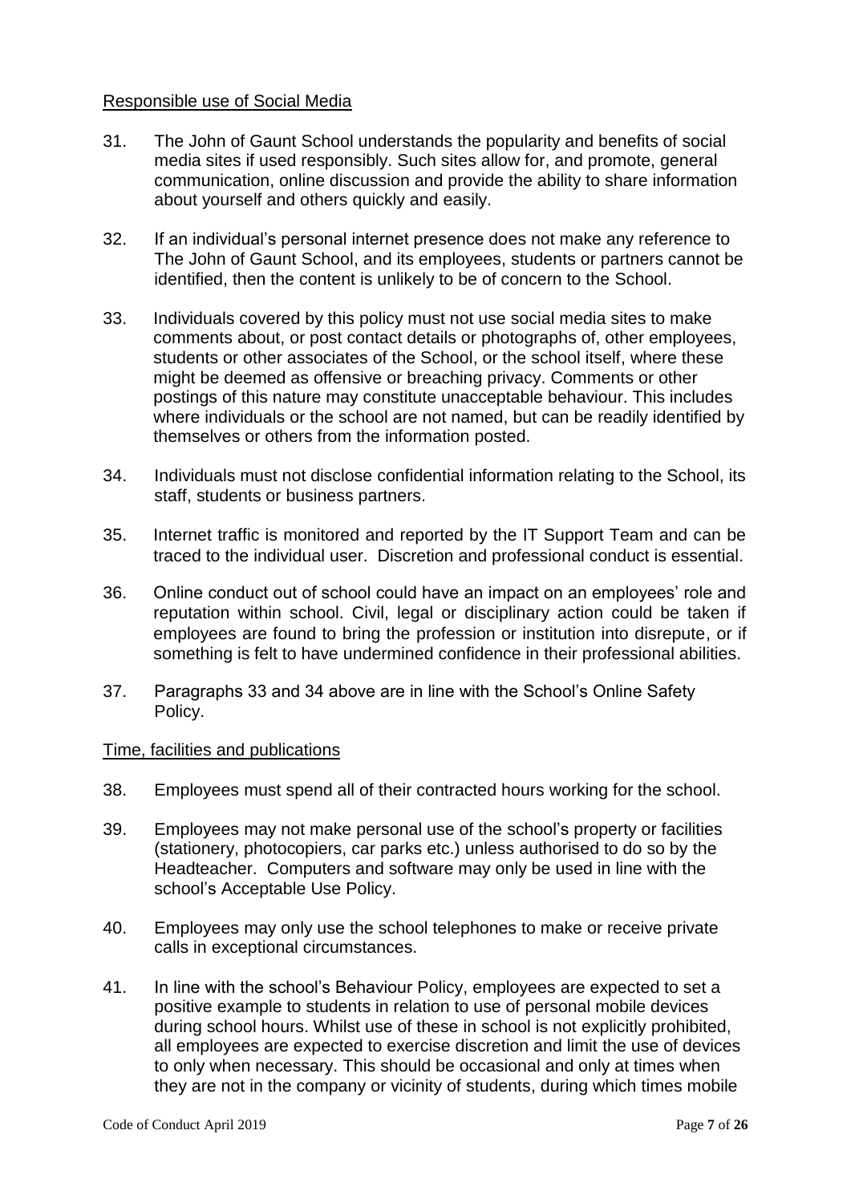<u>Responsible use of Social Media</u>

31. The John of Gaunt School understands the popularity and benefits of social media sites if used responsibly. Such sites allow for, and promote, general communication, online discussion and provide the ability to share information about yourself and others quickly and easily.

32. If an individual's personal internet presence does not make any reference to The John of Gaunt School, and its employees, students or partners cannot be identified, then the content is unlikely to be of concern to the School.

33. Individuals covered by this policy must not use social media sites to make comments about, or post contact details or photographs of, other employees, students or other associates of the School, or the school itself, where these might be deemed as offensive or breaching privacy. Comments or other postings of this nature may constitute unacceptable behaviour. This includes where individuals or the school are not named, but can be readily identified by themselves or others from the information posted.

34. Individuals must not disclose confidential information relating to the School, its staff, students or business partners.

35. Internet traffic is monitored and reported by the IT Support Team and can be traced to the individual user. Discretion and professional conduct is essential.

36. Online conduct out of school could have an impact on an employees' role and reputation within school. Civil, legal or disciplinary action could be taken if employees are found to bring the profession or institution into disrepute, or if something is felt to have undermined confidence in their professional abilities.

37. Paragraphs 33 and 34 above are in line with the School's Online Safety Policy.

<u>Time, facilities and publications</u>

38. Employees must spend all of their contracted hours working for the school.

39. Employees may not make personal use of the school's property or facilities (stationery, photocopiers, car parks etc.) unless authorised to do so by the Headteacher. Computers and software may only be used in line with the school's Acceptable Use Policy.

40. Employees may only use the school telephones to make or receive private calls in exceptional circumstances.

41. In line with the school's Behaviour Policy, employees are expected to set a positive example to students in relation to use of personal mobile devices during school hours. Whilst use of these in school is not explicitly prohibited, all employees are expected to exercise discretion and limit the use of devices to only when necessary. This should be occasional and only at times when they are not in the company or vicinity of students, during which times mobile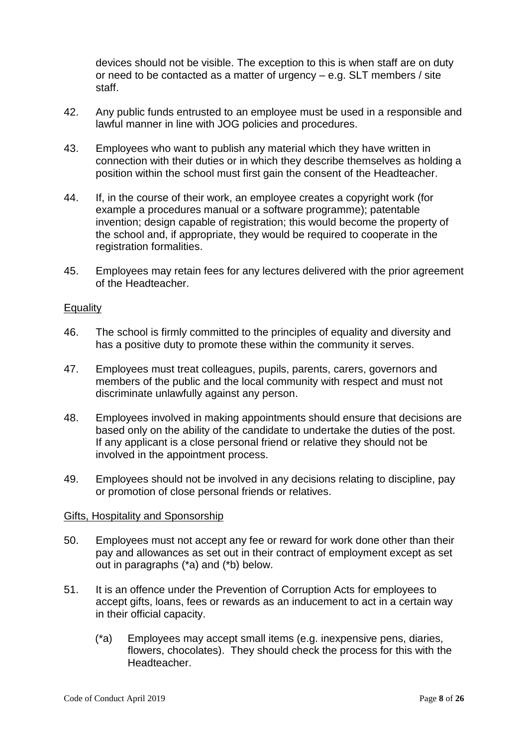devices should not be visible. The exception to this is when staff are on duty or need to be contacted as a matter of urgency – e.g. SLT members / site staff.

42. Any public funds entrusted to an employee must be used in a responsible and lawful manner in line with JOG policies and procedures.

43. Employees who want to publish any material which they have written in connection with their duties or in which they describe themselves as holding a position within the school must first gain the consent of the Headteacher.

44. If, in the course of their work, an employee creates a copyright work (for example a procedures manual or a software programme); patentable invention; design capable of registration; this would become the property of the school and, if appropriate, they would be required to cooperate in the registration formalities.

45. Employees may retain fees for any lectures delivered with the prior agreement of the Headteacher.

<u>Equality</u>

46. The school is firmly committed to the principles of equality and diversity and has a positive duty to promote these within the community it serves.

47. Employees must treat colleagues, pupils, parents, carers, governors and members of the public and the local community with respect and must not discriminate unlawfully against any person.

48. Employees involved in making appointments should ensure that decisions are based only on the ability of the candidate to undertake the duties of the post. If any applicant is a close personal friend or relative they should not be involved in the appointment process.

49. Employees should not be involved in any decisions relating to discipline, pay or promotion of close personal friends or relatives.

<u>Gifts, Hospitality and Sponsorship</u>

50. Employees must not accept any fee or reward for work done other than their pay and allowances as set out in their contract of employment except as set out in paragraphs (*a) and (*b) below.

51. It is an offence under the Prevention of Corruption Acts for employees to accept gifts, loans, fees or rewards as an inducement to act in a certain way in their official capacity.

    (*a) Employees may accept small items (e.g. inexpensive pens, diaries, flowers, chocolates). They should check the process for this with the Headteacher.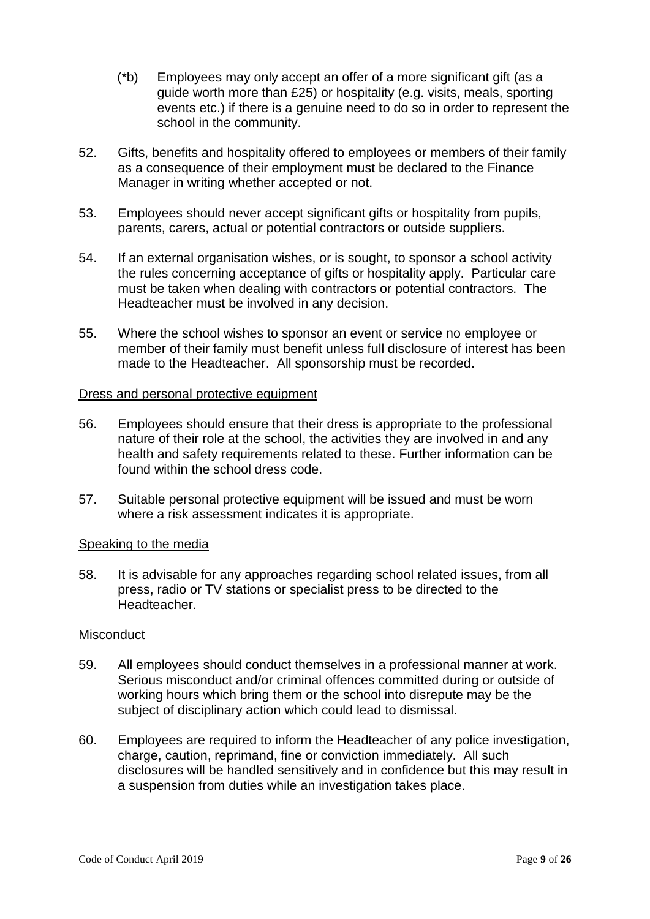(*b) Employees may only accept an offer of a more significant gift (as a guide worth more than £25) or hospitality (e.g. visits, meals, sporting events etc.) if there is a genuine need to do so in order to represent the school in the community.

52. Gifts, benefits and hospitality offered to employees or members of their family as a consequence of their employment must be declared to the Finance Manager in writing whether accepted or not.

53. Employees should never accept significant gifts or hospitality from pupils, parents, carers, actual or potential contractors or outside suppliers.

54. If an external organisation wishes, or is sought, to sponsor a school activity the rules concerning acceptance of gifts or hospitality apply. Particular care must be taken when dealing with contractors or potential contractors. The Headteacher must be involved in any decision.

55. Where the school wishes to sponsor an event or service no employee or member of their family must benefit unless full disclosure of interest has been made to the Headteacher. All sponsorship must be recorded.

<u>Dress and personal protective equipment</u>

56. Employees should ensure that their dress is appropriate to the professional nature of their role at the school, the activities they are involved in and any health and safety requirements related to these. Further information can be found within the school dress code.

57. Suitable personal protective equipment will be issued and must be worn where a risk assessment indicates it is appropriate.

<u>Speaking to the media</u>

58. It is advisable for any approaches regarding school related issues, from all press, radio or TV stations or specialist press to be directed to the Headteacher.

<u>Misconduct</u>

59. All employees should conduct themselves in a professional manner at work. Serious misconduct and/or criminal offences committed during or outside of working hours which bring them or the school into disrepute may be the subject of disciplinary action which could lead to dismissal.

60. Employees are required to inform the Headteacher of any police investigation, charge, caution, reprimand, fine or conviction immediately. All such disclosures will be handled sensitively and in confidence but this may result in a suspension from duties while an investigation takes place.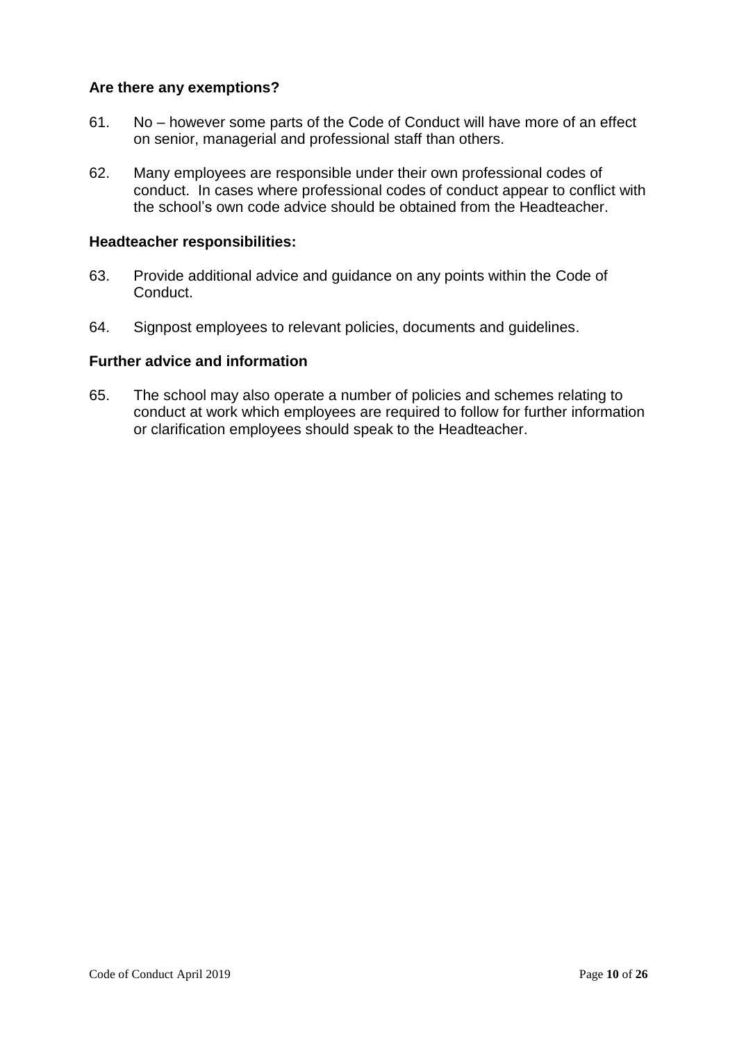### Are there any exemptions?

61. No – however some parts of the Code of Conduct will have more of an effect on senior, managerial and professional staff than others.

62. Many employees are responsible under their own professional codes of conduct. In cases where professional codes of conduct appear to conflict with the school's own code advice should be obtained from the Headteacher.

### Headteacher responsibilities:

63. Provide additional advice and guidance on any points within the Code of Conduct.

64. Signpost employees to relevant policies, documents and guidelines.

### Further advice and information

65. The school may also operate a number of policies and schemes relating to conduct at work which employees are required to follow for further information or clarification employees should speak to the Headteacher.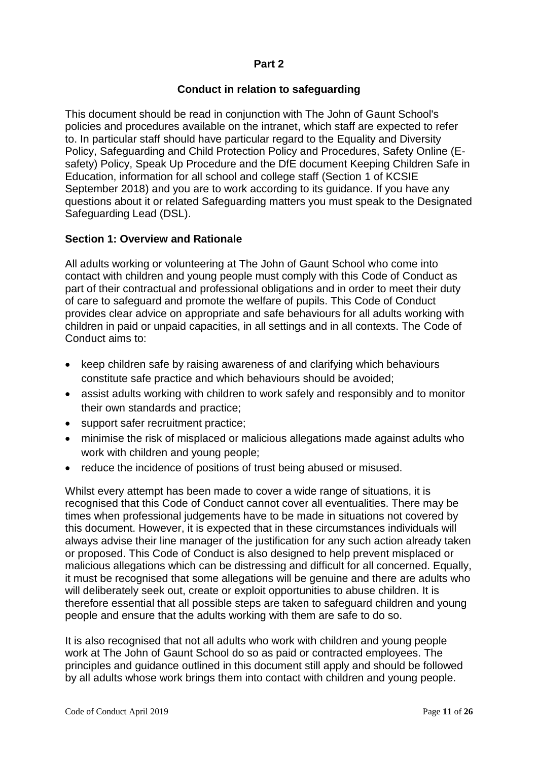**Part 2**

**Conduct in relation to safeguarding**

This document should be read in conjunction with The John of Gaunt School's policies and procedures available on the intranet, which staff are expected to refer to. In particular staff should have particular regard to the Equality and Diversity Policy, Safeguarding and Child Protection Policy and Procedures, Safety Online (E-safety) Policy, Speak Up Procedure and the DfE document Keeping Children Safe in Education, information for all school and college staff (Section 1 of KCSIE September 2018) and you are to work according to its guidance. If you have any questions about it or related Safeguarding matters you must speak to the Designated Safeguarding Lead (DSL).

**Section 1: Overview and Rationale**

All adults working or volunteering at The John of Gaunt School who come into contact with children and young people must comply with this Code of Conduct as part of their contractual and professional obligations and in order to meet their duty of care to safeguard and promote the welfare of pupils. This Code of Conduct provides clear advice on appropriate and safe behaviours for all adults working with children in paid or unpaid capacities, in all settings and in all contexts. The Code of Conduct aims to:

- keep children safe by raising awareness of and clarifying which behaviours constitute safe practice and which behaviours should be avoided;
- assist adults working with children to work safely and responsibly and to monitor their own standards and practice;
- support safer recruitment practice;
- minimise the risk of misplaced or malicious allegations made against adults who work with children and young people;
- reduce the incidence of positions of trust being abused or misused.

Whilst every attempt has been made to cover a wide range of situations, it is recognised that this Code of Conduct cannot cover all eventualities. There may be times when professional judgements have to be made in situations not covered by this document. However, it is expected that in these circumstances individuals will always advise their line manager of the justification for any such action already taken or proposed. This Code of Conduct is also designed to help prevent misplaced or malicious allegations which can be distressing and difficult for all concerned. Equally, it must be recognised that some allegations will be genuine and there are adults who will deliberately seek out, create or exploit opportunities to abuse children. It is therefore essential that all possible steps are taken to safeguard children and young people and ensure that the adults working with them are safe to do so.

It is also recognised that not all adults who work with children and young people work at The John of Gaunt School do so as paid or contracted employees. The principles and guidance outlined in this document still apply and should be followed by all adults whose work brings them into contact with children and young people.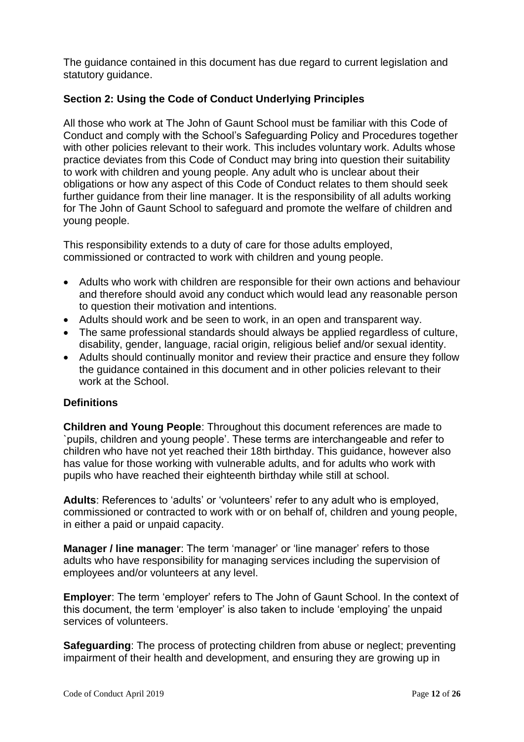The guidance contained in this document has due regard to current legislation and statutory guidance.

### Section 2: Using the Code of Conduct Underlying Principles

All those who work at The John of Gaunt School must be familiar with this Code of Conduct and comply with the School's Safeguarding Policy and Procedures together with other policies relevant to their work. This includes voluntary work. Adults whose practice deviates from this Code of Conduct may bring into question their suitability to work with children and young people. Any adult who is unclear about their obligations or how any aspect of this Code of Conduct relates to them should seek further guidance from their line manager. It is the responsibility of all adults working for The John of Gaunt School to safeguard and promote the welfare of children and young people.

This responsibility extends to a duty of care for those adults employed, commissioned or contracted to work with children and young people.

- Adults who work with children are responsible for their own actions and behaviour and therefore should avoid any conduct which would lead any reasonable person to question their motivation and intentions.
- Adults should work and be seen to work, in an open and transparent way.
- The same professional standards should always be applied regardless of culture, disability, gender, language, racial origin, religious belief and/or sexual identity.
- Adults should continually monitor and review their practice and ensure they follow the guidance contained in this document and in other policies relevant to their work at the School.

### Definitions

**Children and Young People**: Throughout this document references are made to `pupils, children and young people'. These terms are interchangeable and refer to children who have not yet reached their 18th birthday. This guidance, however also has value for those working with vulnerable adults, and for adults who work with pupils who have reached their eighteenth birthday while still at school.

**Adults**: References to 'adults' or 'volunteers' refer to any adult who is employed, commissioned or contracted to work with or on behalf of, children and young people, in either a paid or unpaid capacity.

**Manager / line manager**: The term 'manager' or 'line manager' refers to those adults who have responsibility for managing services including the supervision of employees and/or volunteers at any level.

**Employer**: The term 'employer' refers to The John of Gaunt School. In the context of this document, the term 'employer' is also taken to include 'employing' the unpaid services of volunteers.

**Safeguarding**: The process of protecting children from abuse or neglect; preventing impairment of their health and development, and ensuring they are growing up in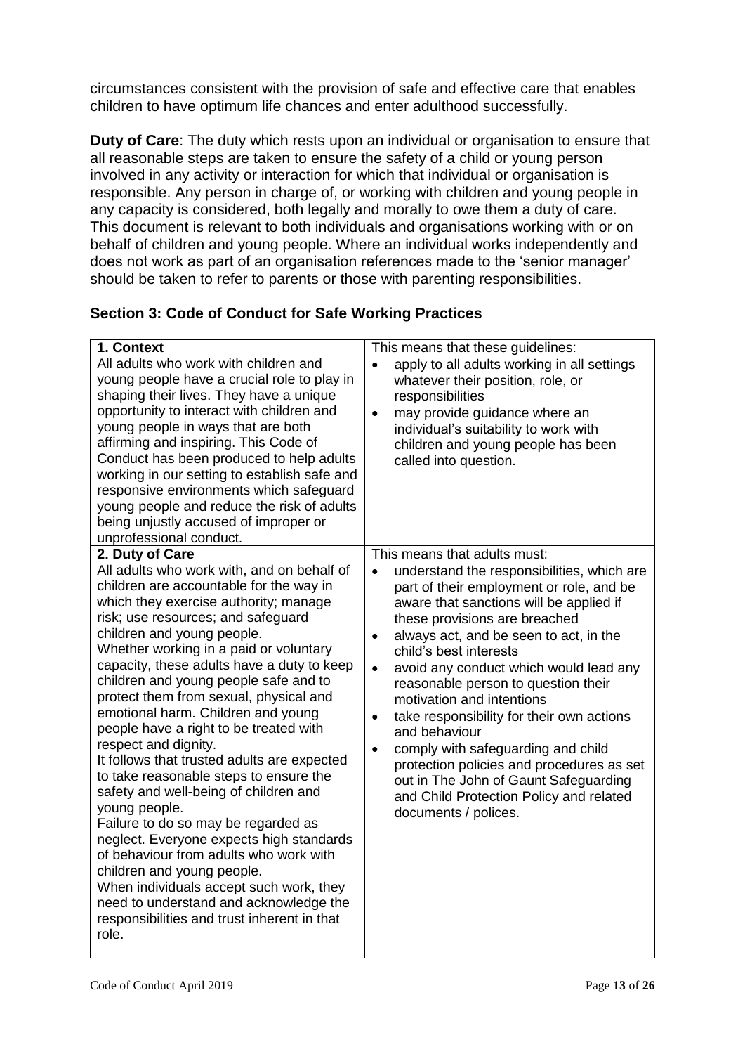circumstances consistent with the provision of safe and effective care that enables children to have optimum life chances and enter adulthood successfully.

**Duty of Care**: The duty which rests upon an individual or organisation to ensure that all reasonable steps are taken to ensure the safety of a child or young person involved in any activity or interaction for which that individual or organisation is responsible. Any person in charge of, or working with children and young people in any capacity is considered, both legally and morally to owe them a duty of care. This document is relevant to both individuals and organisations working with or on behalf of children and young people. Where an individual works independently and does not work as part of an organisation references made to the 'senior manager' should be taken to refer to parents or those with parenting responsibilities.

## Section 3: Code of Conduct for Safe Working Practices

| | |
|---|---|
| **1. Context**<br>All adults who work with children and young people have a crucial role to play in shaping their lives. They have a unique opportunity to interact with children and young people in ways that are both affirming and inspiring. This Code of Conduct has been produced to help adults working in our setting to establish safe and responsive environments which safeguard young people and reduce the risk of adults being unjustly accused of improper or unprofessional conduct. | This means that these guidelines:<br>• apply to all adults working in all settings whatever their position, role, or responsibilities<br>• may provide guidance where an individual's suitability to work with children and young people has been called into question. |
| **2. Duty of Care**<br>All adults who work with, and on behalf of children are accountable for the way in which they exercise authority; manage risk; use resources; and safeguard children and young people.<br>Whether working in a paid or voluntary capacity, these adults have a duty to keep children and young people safe and to protect them from sexual, physical and emotional harm. Children and young people have a right to be treated with respect and dignity.<br>It follows that trusted adults are expected to take reasonable steps to ensure the safety and well-being of children and young people.<br>Failure to do so may be regarded as neglect. Everyone expects high standards of behaviour from adults who work with children and young people.<br>When individuals accept such work, they need to understand and acknowledge the responsibilities and trust inherent in that role. | This means that adults must:<br>• understand the responsibilities, which are part of their employment or role, and be aware that sanctions will be applied if these provisions are breached<br>• always act, and be seen to act, in the child's best interests<br>• avoid any conduct which would lead any reasonable person to question their motivation and intentions<br>• take responsibility for their own actions and behaviour<br>• comply with safeguarding and child protection policies and procedures as set out in The John of Gaunt Safeguarding and Child Protection Policy and related documents / polices. |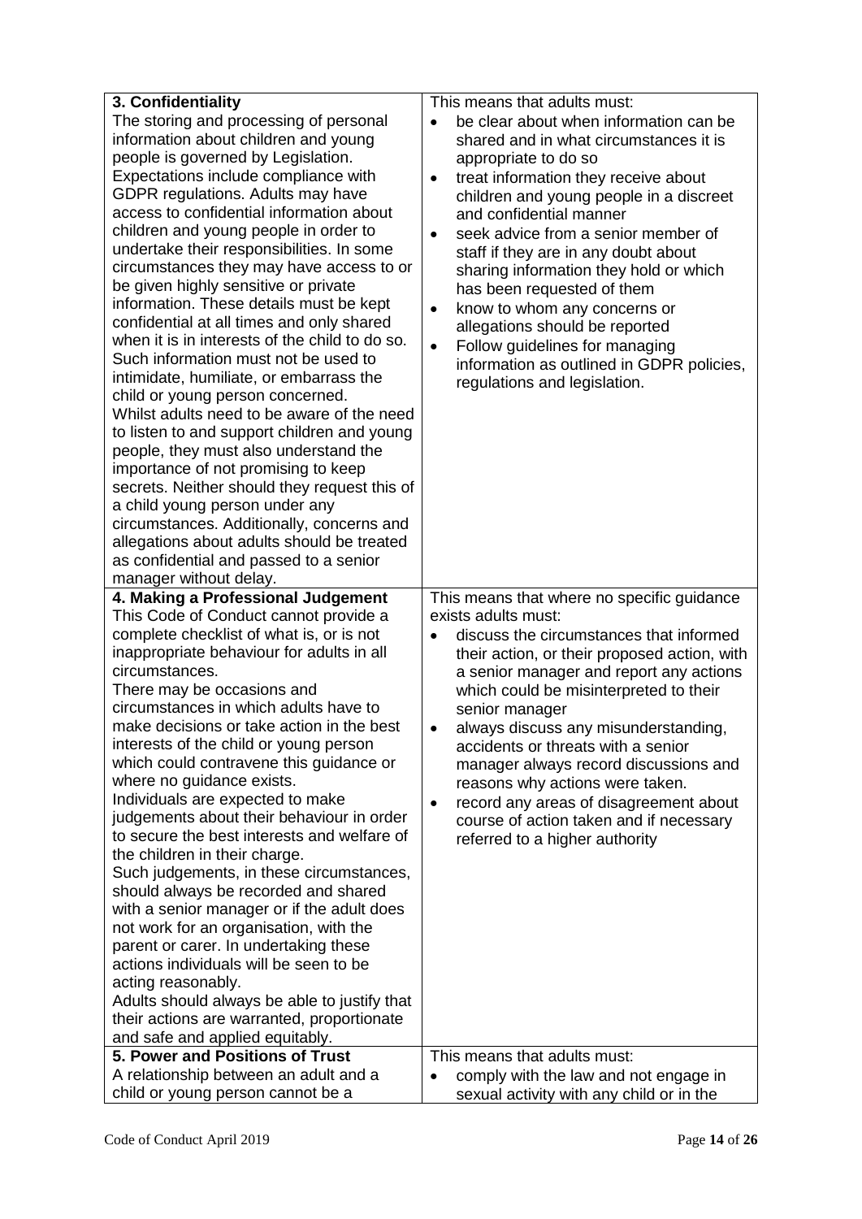| **3. Confidentiality**<br>The storing and processing of personal information about children and young people is governed by Legislation. Expectations include compliance with GDPR regulations. Adults may have access to confidential information about children and young people in order to undertake their responsibilities. In some circumstances they may have access to or be given highly sensitive or private information. These details must be kept confidential at all times and only shared when it is in interests of the child to do so. Such information must not be used to intimidate, humiliate, or embarrass the child or young person concerned.<br>Whilst adults need to be aware of the need to listen to and support children and young people, they must also understand the importance of not promising to keep secrets. Neither should they request this of a child young person under any circumstances. Additionally, concerns and allegations about adults should be treated as confidential and passed to a senior manager without delay. | This means that adults must:<br>• be clear about when information can be shared and in what circumstances it is appropriate to do so<br>• treat information they receive about children and young people in a discreet and confidential manner<br>• seek advice from a senior member of staff if they are in any doubt about sharing information they hold or which has been requested of them<br>• know to whom any concerns or allegations should be reported<br>• Follow guidelines for managing information as outlined in GDPR policies, regulations and legislation. |
|---|---|
| **4. Making a Professional Judgement**<br>This Code of Conduct cannot provide a complete checklist of what is, or is not inappropriate behaviour for adults in all circumstances.<br>There may be occasions and circumstances in which adults have to make decisions or take action in the best interests of the child or young person which could contravene this guidance or where no guidance exists.<br>Individuals are expected to make judgements about their behaviour in order to secure the best interests and welfare of the children in their charge.<br>Such judgements, in these circumstances, should always be recorded and shared with a senior manager or if the adult does not work for an organisation, with the parent or carer. In undertaking these actions individuals will be seen to be acting reasonably.<br>Adults should always be able to justify that their actions are warranted, proportionate and safe and applied equitably. | This means that where no specific guidance exists adults must:<br>• discuss the circumstances that informed their action, or their proposed action, with a senior manager and report any actions which could be misinterpreted to their senior manager<br>• always discuss any misunderstanding, accidents or threats with a senior manager always record discussions and reasons why actions were taken.<br>• record any areas of disagreement about course of action taken and if necessary referred to a higher authority |
| **5. Power and Positions of Trust**<br>A relationship between an adult and a child or young person cannot be a | This means that adults must:<br>• comply with the law and not engage in sexual activity with any child or in the |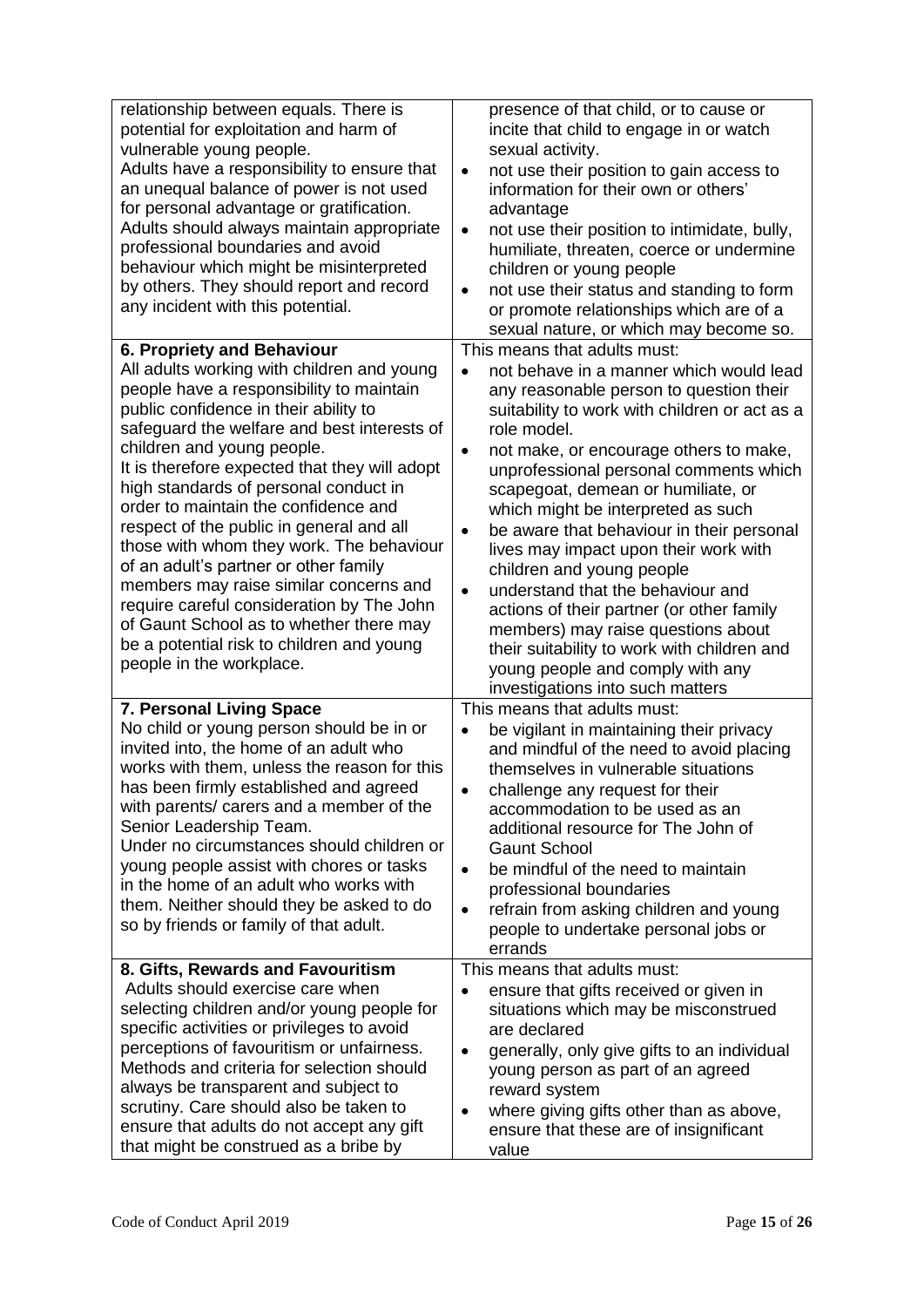| | |
|---|---|
| relationship between equals. There is potential for exploitation and harm of vulnerable young people.<br>Adults have a responsibility to ensure that an unequal balance of power is not used for personal advantage or gratification.<br>Adults should always maintain appropriate professional boundaries and avoid behaviour which might be misinterpreted by others. They should report and record any incident with this potential. | presence of that child, or to cause or incite that child to engage in or watch sexual activity.<br>• not use their position to gain access to information for their own or others' advantage<br>• not use their position to intimidate, bully, humiliate, threaten, coerce or undermine children or young people<br>• not use their status and standing to form or promote relationships which are of a sexual nature, or which may become so. |
| **6. Propriety and Behaviour**<br>All adults working with children and young people have a responsibility to maintain public confidence in their ability to safeguard the welfare and best interests of children and young people.<br>It is therefore expected that they will adopt high standards of personal conduct in order to maintain the confidence and respect of the public in general and all those with whom they work. The behaviour of an adult's partner or other family members may raise similar concerns and require careful consideration by The John of Gaunt School as to whether there may be a potential risk to children and young people in the workplace. | This means that adults must:<br>• not behave in a manner which would lead any reasonable person to question their suitability to work with children or act as a role model.<br>• not make, or encourage others to make, unprofessional personal comments which scapegoat, demean or humiliate, or which might be interpreted as such<br>• be aware that behaviour in their personal lives may impact upon their work with children and young people<br>• understand that the behaviour and actions of their partner (or other family members) may raise questions about their suitability to work with children and young people and comply with any investigations into such matters |
| **7. Personal Living Space**<br>No child or young person should be in or invited into, the home of an adult who works with them, unless the reason for this has been firmly established and agreed with parents/ carers and a member of the Senior Leadership Team.<br>Under no circumstances should children or young people assist with chores or tasks in the home of an adult who works with them. Neither should they be asked to do so by friends or family of that adult. | This means that adults must:<br>• be vigilant in maintaining their privacy and mindful of the need to avoid placing themselves in vulnerable situations<br>• challenge any request for their accommodation to be used as an additional resource for The John of Gaunt School<br>• be mindful of the need to maintain professional boundaries<br>• refrain from asking children and young people to undertake personal jobs or errands |
| **8. Gifts, Rewards and Favouritism**<br>Adults should exercise care when selecting children and/or young people for specific activities or privileges to avoid perceptions of favouritism or unfairness. Methods and criteria for selection should always be transparent and subject to scrutiny. Care should also be taken to ensure that adults do not accept any gift that might be construed as a bribe by | This means that adults must:<br>• ensure that gifts received or given in situations which may be misconstrued are declared<br>• generally, only give gifts to an individual young person as part of an agreed reward system<br>• where giving gifts other than as above, ensure that these are of insignificant value |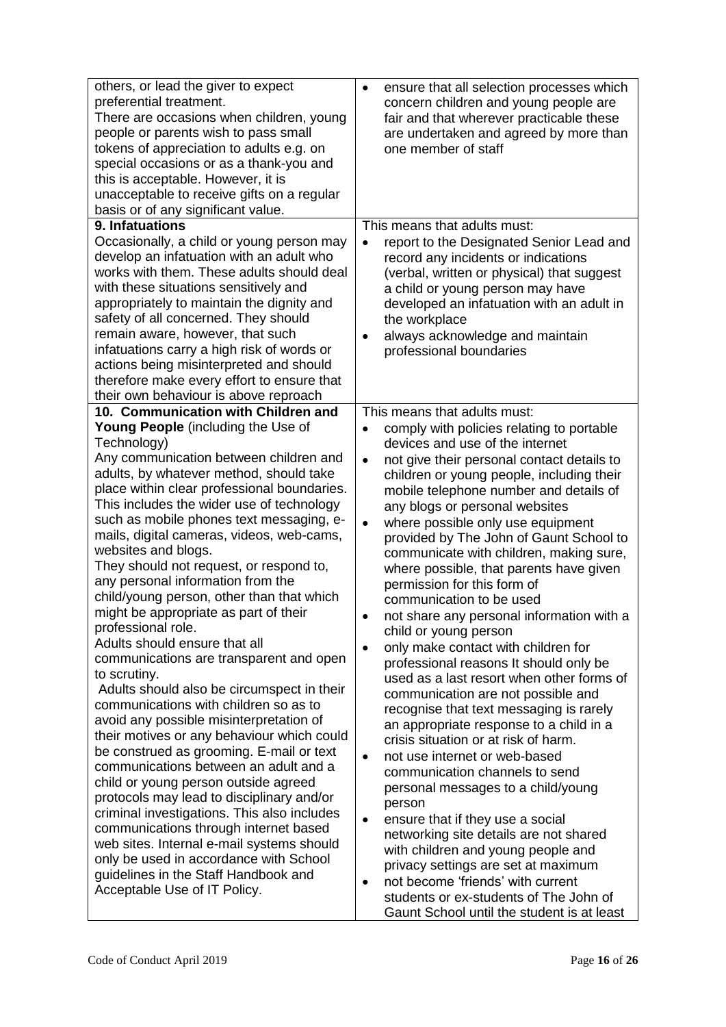| | |
|---|---|
| others, or lead the giver to expect preferential treatment.<br>There are occasions when children, young people or parents wish to pass small tokens of appreciation to adults e.g. on special occasions or as a thank-you and this is acceptable. However, it is unacceptable to receive gifts on a regular basis or of any significant value. | • ensure that all selection processes which concern children and young people are fair and that wherever practicable these are undertaken and agreed by more than one member of staff |
| **9. Infatuations**<br>Occasionally, a child or young person may develop an infatuation with an adult who works with them. These adults should deal with these situations sensitively and appropriately to maintain the dignity and safety of all concerned. They should remain aware, however, that such infatuations carry a high risk of words or actions being misinterpreted and should therefore make every effort to ensure that their own behaviour is above reproach | This means that adults must:<br>• report to the Designated Senior Lead and record any incidents or indications (verbal, written or physical) that suggest a child or young person may have developed an infatuation with an adult in the workplace<br>• always acknowledge and maintain professional boundaries |
| **10. Communication with Children and Young People** (including the Use of Technology)<br>Any communication between children and adults, by whatever method, should take place within clear professional boundaries. This includes the wider use of technology such as mobile phones text messaging, e-mails, digital cameras, videos, web-cams, websites and blogs.<br>They should not request, or respond to, any personal information from the child/young person, other than that which might be appropriate as part of their professional role.<br>Adults should ensure that all communications are transparent and open to scrutiny.<br>Adults should also be circumspect in their communications with children so as to avoid any possible misinterpretation of their motives or any behaviour which could be construed as grooming. E-mail or text communications between an adult and a child or young person outside agreed protocols may lead to disciplinary and/or criminal investigations. This also includes communications through internet based web sites. Internal e-mail systems should only be used in accordance with School guidelines in the Staff Handbook and Acceptable Use of IT Policy. | This means that adults must:<br>• comply with policies relating to portable devices and use of the internet<br>• not give their personal contact details to children or young people, including their mobile telephone number and details of any blogs or personal websites<br>• where possible only use equipment provided by The John of Gaunt School to communicate with children, making sure, where possible, that parents have given permission for this form of communication to be used<br>• not share any personal information with a child or young person<br>• only make contact with children for professional reasons It should only be used as a last resort when other forms of communication are not possible and recognise that text messaging is rarely an appropriate response to a child in a crisis situation or at risk of harm.<br>• not use internet or web-based communication channels to send personal messages to a child/young person<br>• ensure that if they use a social networking site details are not shared with children and young people and privacy settings are set at maximum<br>• not become 'friends' with current students or ex-students of The John of Gaunt School until the student is at least |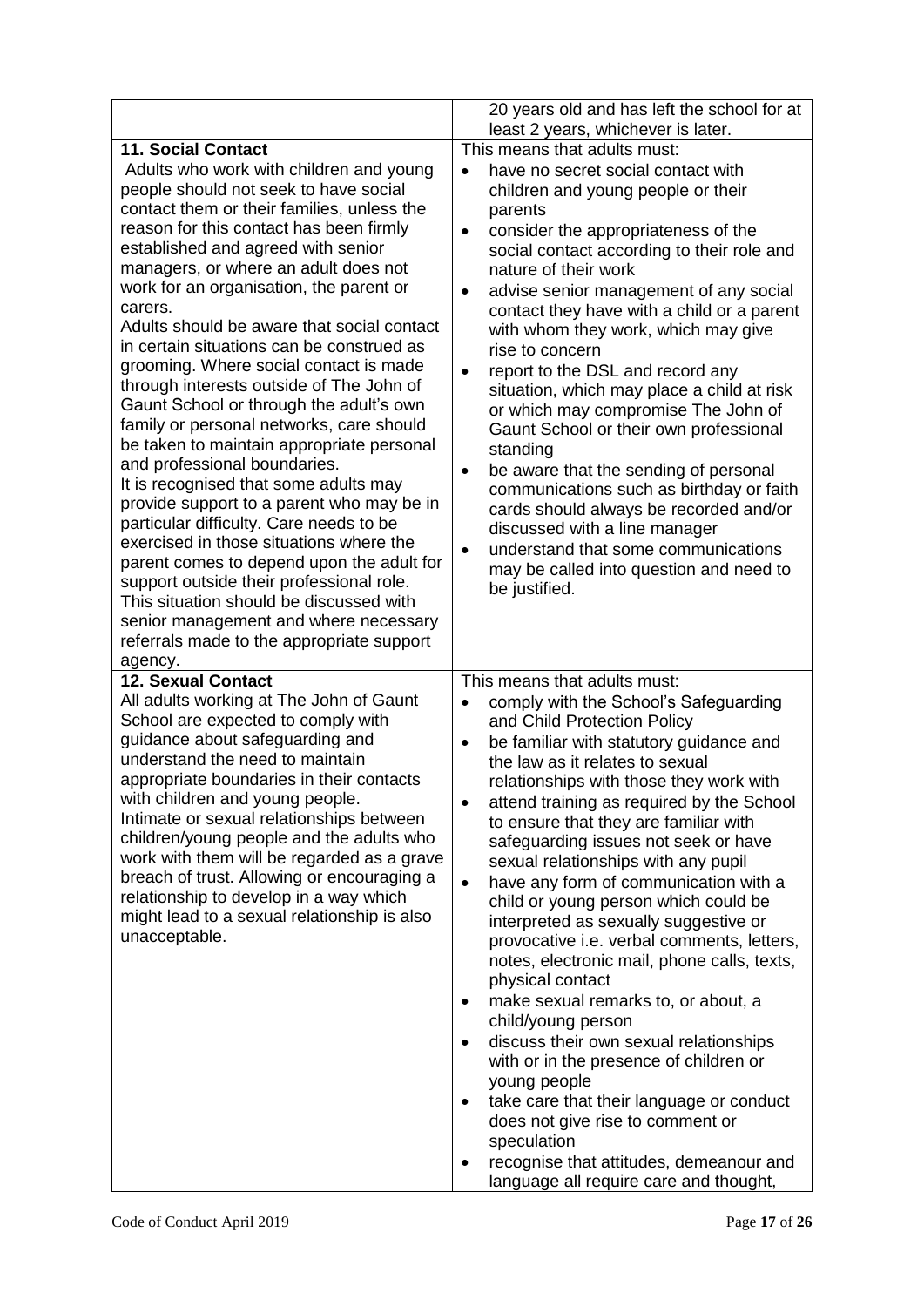| | |
|---|---|
| | 20 years old and has left the school for at least 2 years, whichever is later. |
| **11. Social Contact**<br>Adults who work with children and young people should not seek to have social contact them or their families, unless the reason for this contact has been firmly established and agreed with senior managers, or where an adult does not work for an organisation, the parent or carers.<br>Adults should be aware that social contact in certain situations can be construed as grooming. Where social contact is made through interests outside of The John of Gaunt School or through the adult's own family or personal networks, care should be taken to maintain appropriate personal and professional boundaries.<br>It is recognised that some adults may provide support to a parent who may be in particular difficulty. Care needs to be exercised in those situations where the parent comes to depend upon the adult for support outside their professional role. This situation should be discussed with senior management and where necessary referrals made to the appropriate support agency. | This means that adults must:<br>• have no secret social contact with children and young people or their parents<br>• consider the appropriateness of the social contact according to their role and nature of their work<br>• advise senior management of any social contact they have with a child or a parent with whom they work, which may give rise to concern<br>• report to the DSL and record any situation, which may place a child at risk or which may compromise The John of Gaunt School or their own professional standing<br>• be aware that the sending of personal communications such as birthday or faith cards should always be recorded and/or discussed with a line manager<br>• understand that some communications may be called into question and need to be justified. |
| **12. Sexual Contact**<br>All adults working at The John of Gaunt School are expected to comply with guidance about safeguarding and understand the need to maintain appropriate boundaries in their contacts with children and young people.<br>Intimate or sexual relationships between children/young people and the adults who work with them will be regarded as a grave breach of trust. Allowing or encouraging a relationship to develop in a way which might lead to a sexual relationship is also unacceptable. | This means that adults must:<br>• comply with the School's Safeguarding and Child Protection Policy<br>• be familiar with statutory guidance and the law as it relates to sexual relationships with those they work with<br>• attend training as required by the School to ensure that they are familiar with safeguarding issues not seek or have sexual relationships with any pupil<br>• have any form of communication with a child or young person which could be interpreted as sexually suggestive or provocative i.e. verbal comments, letters, notes, electronic mail, phone calls, texts, physical contact<br>• make sexual remarks to, or about, a child/young person<br>• discuss their own sexual relationships with or in the presence of children or young people<br>• take care that their language or conduct does not give rise to comment or speculation<br>• recognise that attitudes, demeanour and language all require care and thought, |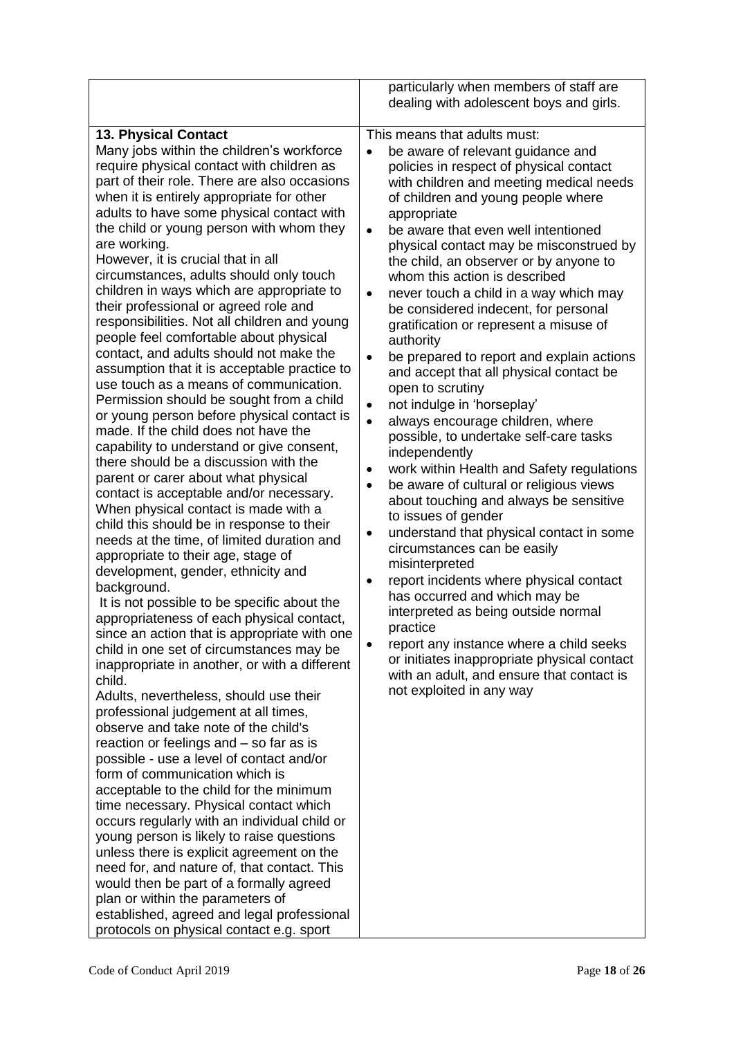| | |
|---|---|
| | particularly when members of staff are dealing with adolescent boys and girls. |
| **13. Physical Contact**<br>Many jobs within the children's workforce require physical contact with children as part of their role. There are also occasions when it is entirely appropriate for other adults to have some physical contact with the child or young person with whom they are working.<br>However, it is crucial that in all circumstances, adults should only touch children in ways which are appropriate to their professional or agreed role and responsibilities. Not all children and young people feel comfortable about physical contact, and adults should not make the assumption that it is acceptable practice to use touch as a means of communication. Permission should be sought from a child or young person before physical contact is made. If the child does not have the capability to understand or give consent, there should be a discussion with the parent or carer about what physical contact is acceptable and/or necessary. When physical contact is made with a child this should be in response to their needs at the time, of limited duration and appropriate to their age, stage of development, gender, ethnicity and background.<br>It is not possible to be specific about the appropriateness of each physical contact, since an action that is appropriate with one child in one set of circumstances may be inappropriate in another, or with a different child.<br>Adults, nevertheless, should use their professional judgement at all times, observe and take note of the child's reaction or feelings and – so far as is possible - use a level of contact and/or form of communication which is acceptable to the child for the minimum time necessary. Physical contact which occurs regularly with an individual child or young person is likely to raise questions unless there is explicit agreement on the need for, and nature of, that contact. This would then be part of a formally agreed plan or within the parameters of established, agreed and legal professional protocols on physical contact e.g. sport | This means that adults must:<br>• be aware of relevant guidance and policies in respect of physical contact with children and meeting medical needs of children and young people where appropriate<br>• be aware that even well intentioned physical contact may be misconstrued by the child, an observer or by anyone to whom this action is described<br>• never touch a child in a way which may be considered indecent, for personal gratification or represent a misuse of authority<br>• be prepared to report and explain actions and accept that all physical contact be open to scrutiny<br>• not indulge in 'horseplay'<br>• always encourage children, where possible, to undertake self-care tasks independently<br>• work within Health and Safety regulations<br>• be aware of cultural or religious views about touching and always be sensitive to issues of gender<br>• understand that physical contact in some circumstances can be easily misinterpreted<br>• report incidents where physical contact has occurred and which may be interpreted as being outside normal practice<br>• report any instance where a child seeks or initiates inappropriate physical contact with an adult, and ensure that contact is not exploited in any way |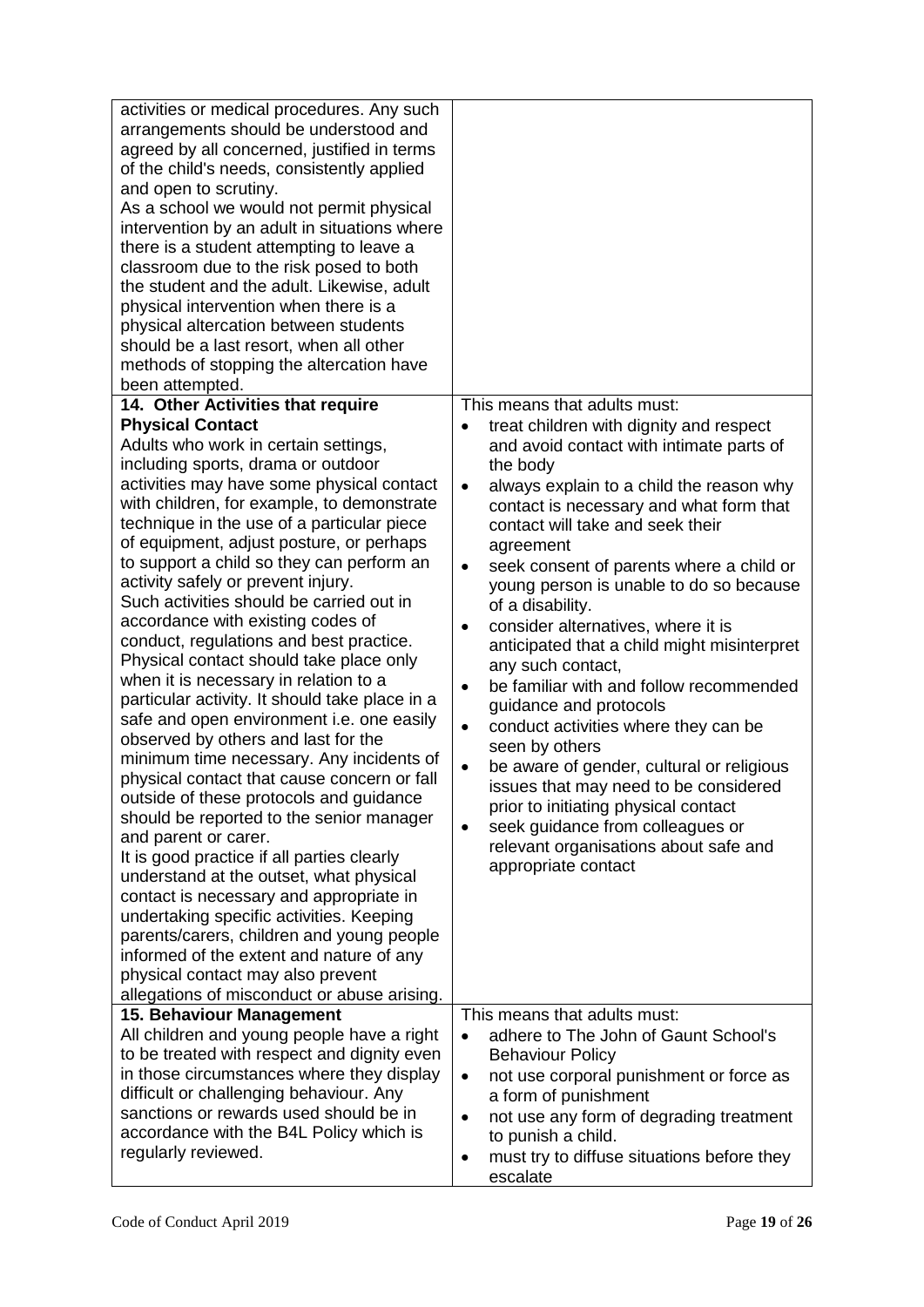| | |
|---|---|
| activities or medical procedures. Any such arrangements should be understood and agreed by all concerned, justified in terms of the child's needs, consistently applied and open to scrutiny.<br>As a school we would not permit physical intervention by an adult in situations where there is a student attempting to leave a classroom due to the risk posed to both the student and the adult. Likewise, adult physical intervention when there is a physical altercation between students should be a last resort, when all other methods of stopping the altercation have been attempted. | |
| **14. Other Activities that require Physical Contact**<br>Adults who work in certain settings, including sports, drama or outdoor activities may have some physical contact with children, for example, to demonstrate technique in the use of a particular piece of equipment, adjust posture, or perhaps to support a child so they can perform an activity safely or prevent injury.<br>Such activities should be carried out in accordance with existing codes of conduct, regulations and best practice.<br>Physical contact should take place only when it is necessary in relation to a particular activity. It should take place in a safe and open environment i.e. one easily observed by others and last for the minimum time necessary. Any incidents of physical contact that cause concern or fall outside of these protocols and guidance should be reported to the senior manager and parent or carer.<br>It is good practice if all parties clearly understand at the outset, what physical contact is necessary and appropriate in undertaking specific activities. Keeping parents/carers, children and young people informed of the extent and nature of any physical contact may also prevent allegations of misconduct or abuse arising. | This means that adults must:<br>• treat children with dignity and respect and avoid contact with intimate parts of the body<br>• always explain to a child the reason why contact is necessary and what form that contact will take and seek their agreement<br>• seek consent of parents where a child or young person is unable to do so because of a disability.<br>• consider alternatives, where it is anticipated that a child might misinterpret any such contact,<br>• be familiar with and follow recommended guidance and protocols<br>• conduct activities where they can be seen by others<br>• be aware of gender, cultural or religious issues that may need to be considered prior to initiating physical contact<br>• seek guidance from colleagues or relevant organisations about safe and appropriate contact |
| **15. Behaviour Management**<br>All children and young people have a right to be treated with respect and dignity even in those circumstances where they display difficult or challenging behaviour. Any sanctions or rewards used should be in accordance with the B4L Policy which is regularly reviewed. | This means that adults must:<br>• adhere to The John of Gaunt School's Behaviour Policy<br>• not use corporal punishment or force as a form of punishment<br>• not use any form of degrading treatment to punish a child.<br>• must try to diffuse situations before they escalate |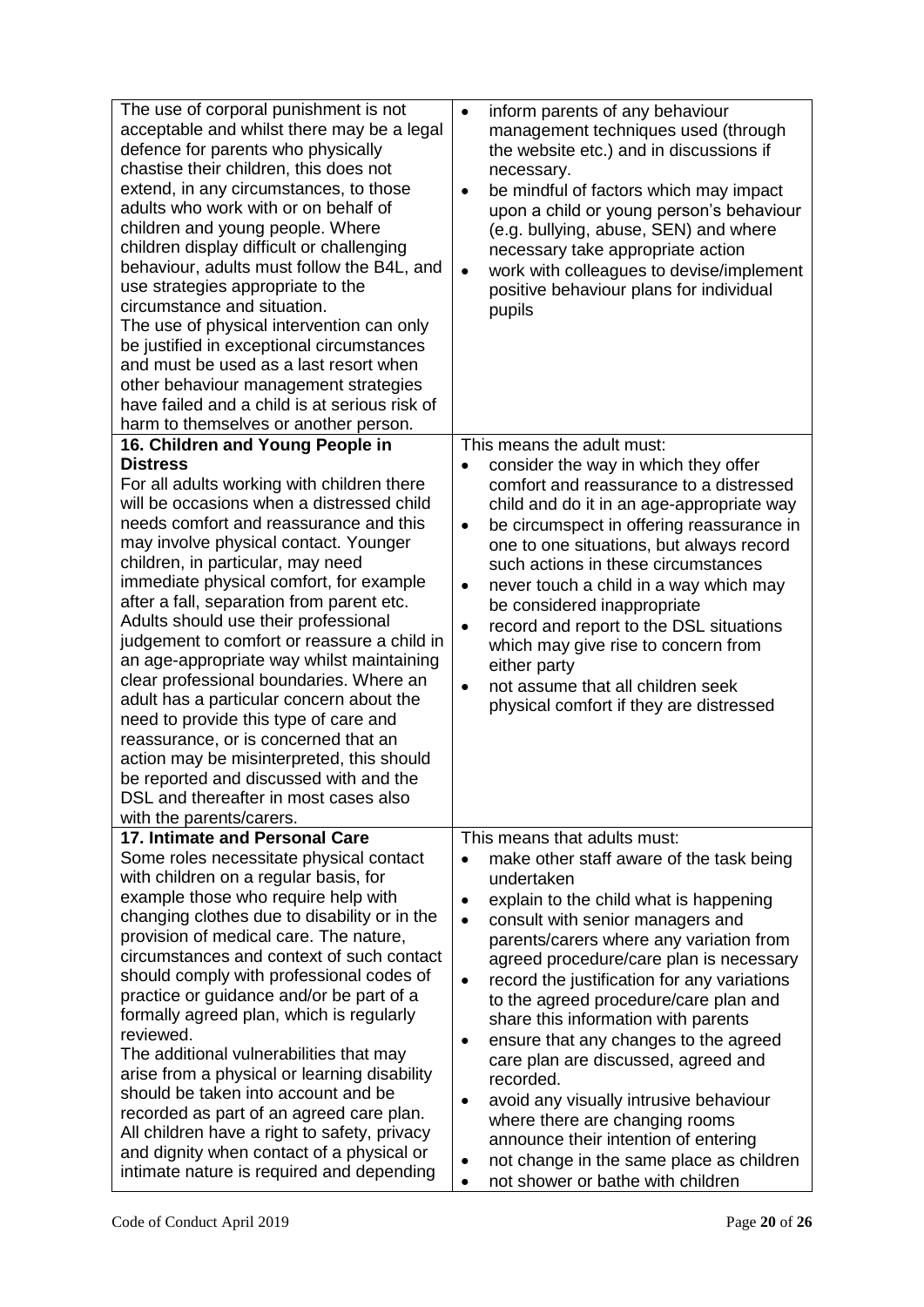| | |
|---|---|
| The use of corporal punishment is not acceptable and whilst there may be a legal defence for parents who physically chastise their children, this does not extend, in any circumstances, to those adults who work with or on behalf of children and young people. Where children display difficult or challenging behaviour, adults must follow the B4L, and use strategies appropriate to the circumstance and situation.<br>The use of physical intervention can only be justified in exceptional circumstances and must be used as a last resort when other behaviour management strategies have failed and a child is at serious risk of harm to themselves or another person. | • inform parents of any behaviour management techniques used (through the website etc.) and in discussions if necessary.<br>• be mindful of factors which may impact upon a child or young person's behaviour (e.g. bullying, abuse, SEN) and where necessary take appropriate action<br>• work with colleagues to devise/implement positive behaviour plans for individual pupils |
| **16. Children and Young People in Distress**<br>For all adults working with children there will be occasions when a distressed child needs comfort and reassurance and this may involve physical contact. Younger children, in particular, may need immediate physical comfort, for example after a fall, separation from parent etc. Adults should use their professional judgement to comfort or reassure a child in an age-appropriate way whilst maintaining clear professional boundaries. Where an adult has a particular concern about the need to provide this type of care and reassurance, or is concerned that an action may be misinterpreted, this should be reported and discussed with and the DSL and thereafter in most cases also with the parents/carers. | This means the adult must:<br>• consider the way in which they offer comfort and reassurance to a distressed child and do it in an age-appropriate way<br>• be circumspect in offering reassurance in one to one situations, but always record such actions in these circumstances<br>• never touch a child in a way which may be considered inappropriate<br>• record and report to the DSL situations which may give rise to concern from either party<br>• not assume that all children seek physical comfort if they are distressed |
| **17. Intimate and Personal Care**<br>Some roles necessitate physical contact with children on a regular basis, for example those who require help with changing clothes due to disability or in the provision of medical care. The nature, circumstances and context of such contact should comply with professional codes of practice or guidance and/or be part of a formally agreed plan, which is regularly reviewed.<br>The additional vulnerabilities that may arise from a physical or learning disability should be taken into account and be recorded as part of an agreed care plan. All children have a right to safety, privacy and dignity when contact of a physical or intimate nature is required and depending | This means that adults must:<br>• make other staff aware of the task being undertaken<br>• explain to the child what is happening<br>• consult with senior managers and parents/carers where any variation from agreed procedure/care plan is necessary<br>• record the justification for any variations to the agreed procedure/care plan and share this information with parents<br>• ensure that any changes to the agreed care plan are discussed, agreed and recorded.<br>• avoid any visually intrusive behaviour where there are changing rooms announce their intention of entering<br>• not change in the same place as children<br>• not shower or bathe with children |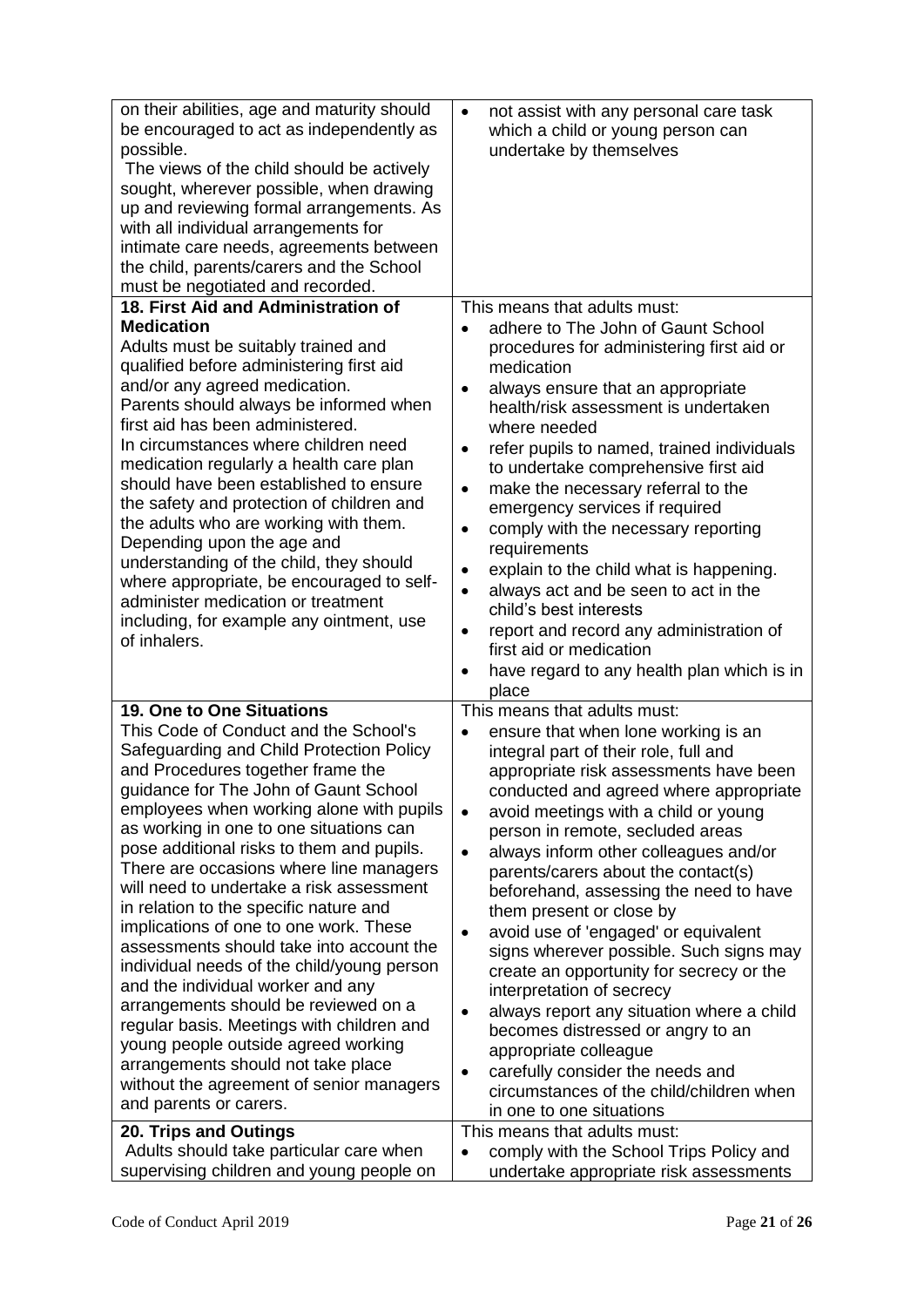| | |
|---|---|
| on their abilities, age and maturity should be encouraged to act as independently as possible.<br>The views of the child should be actively sought, wherever possible, when drawing up and reviewing formal arrangements. As with all individual arrangements for intimate care needs, agreements between the child, parents/carers and the School must be negotiated and recorded. | • not assist with any personal care task which a child or young person can undertake by themselves |
| **18. First Aid and Administration of Medication**<br>Adults must be suitably trained and qualified before administering first aid and/or any agreed medication.<br>Parents should always be informed when first aid has been administered.<br>In circumstances where children need medication regularly a health care plan should have been established to ensure the safety and protection of children and the adults who are working with them.<br>Depending upon the age and understanding of the child, they should where appropriate, be encouraged to self-administer medication or treatment including, for example any ointment, use of inhalers. | This means that adults must:<br>• adhere to The John of Gaunt School procedures for administering first aid or medication<br>• always ensure that an appropriate health/risk assessment is undertaken where needed<br>• refer pupils to named, trained individuals to undertake comprehensive first aid<br>• make the necessary referral to the emergency services if required<br>• comply with the necessary reporting requirements<br>• explain to the child what is happening.<br>• always act and be seen to act in the child's best interests<br>• report and record any administration of first aid or medication<br>• have regard to any health plan which is in place |
| **19. One to One Situations**<br>This Code of Conduct and the School's Safeguarding and Child Protection Policy and Procedures together frame the guidance for The John of Gaunt School employees when working alone with pupils as working in one to one situations can pose additional risks to them and pupils. There are occasions where line managers will need to undertake a risk assessment in relation to the specific nature and implications of one to one work. These assessments should take into account the individual needs of the child/young person and the individual worker and any arrangements should be reviewed on a regular basis. Meetings with children and young people outside agreed working arrangements should not take place without the agreement of senior managers and parents or carers. | This means that adults must:<br>• ensure that when lone working is an integral part of their role, full and appropriate risk assessments have been conducted and agreed where appropriate<br>• avoid meetings with a child or young person in remote, secluded areas<br>• always inform other colleagues and/or parents/carers about the contact(s) beforehand, assessing the need to have them present or close by<br>• avoid use of 'engaged' or equivalent signs wherever possible. Such signs may create an opportunity for secrecy or the interpretation of secrecy<br>• always report any situation where a child becomes distressed or angry to an appropriate colleague<br>• carefully consider the needs and circumstances of the child/children when in one to one situations |
| **20. Trips and Outings**<br>Adults should take particular care when supervising children and young people on | This means that adults must:<br>• comply with the School Trips Policy and undertake appropriate risk assessments |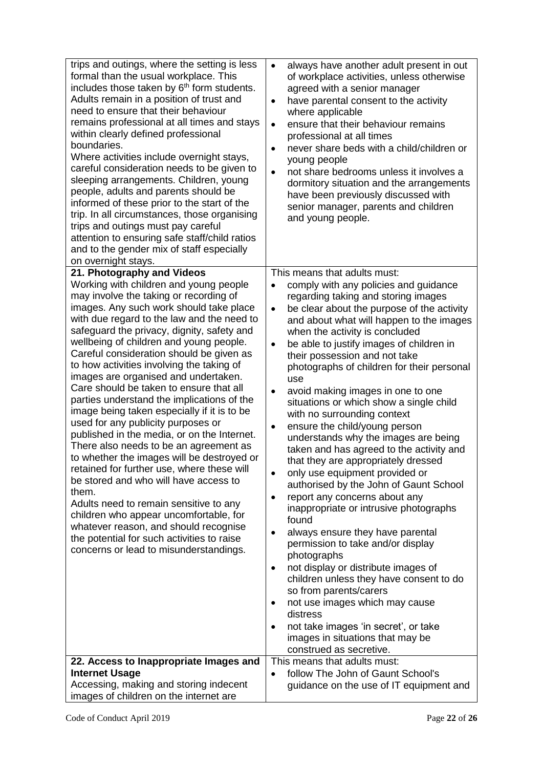| | |
|---|---|
| trips and outings, where the setting is less formal than the usual workplace. This includes those taken by 6th form students. Adults remain in a position of trust and need to ensure that their behaviour remains professional at all times and stays within clearly defined professional boundaries.<br>Where activities include overnight stays, careful consideration needs to be given to sleeping arrangements. Children, young people, adults and parents should be informed of these prior to the start of the trip. In all circumstances, those organising trips and outings must pay careful attention to ensuring safe staff/child ratios and to the gender mix of staff especially on overnight stays. | • always have another adult present in out of workplace activities, unless otherwise agreed with a senior manager<br>• have parental consent to the activity where applicable<br>• ensure that their behaviour remains professional at all times<br>• never share beds with a child/children or young people<br>• not share bedrooms unless it involves a dormitory situation and the arrangements have been previously discussed with senior manager, parents and children and young people. |
| **21. Photography and Videos**<br>Working with children and young people may involve the taking or recording of images. Any such work should take place with due regard to the law and the need to safeguard the privacy, dignity, safety and wellbeing of children and young people. Careful consideration should be given as to how activities involving the taking of images are organised and undertaken. Care should be taken to ensure that all parties understand the implications of the image being taken especially if it is to be used for any publicity purposes or published in the media, or on the Internet. There also needs to be an agreement as to whether the images will be destroyed or retained for further use, where these will be stored and who will have access to them.<br>Adults need to remain sensitive to any children who appear uncomfortable, for whatever reason, and should recognise the potential for such activities to raise concerns or lead to misunderstandings. | This means that adults must:<br>• comply with any policies and guidance regarding taking and storing images<br>• be clear about the purpose of the activity and about what will happen to the images when the activity is concluded<br>• be able to justify images of children in their possession and not take photographs of children for their personal use<br>• avoid making images in one to one situations or which show a single child with no surrounding context<br>• ensure the child/young person understands why the images are being taken and has agreed to the activity and that they are appropriately dressed<br>• only use equipment provided or authorised by the John of Gaunt School<br>• report any concerns about any inappropriate or intrusive photographs found<br>• always ensure they have parental permission to take and/or display photographs<br>• not display or distribute images of children unless they have consent to do so from parents/carers<br>• not use images which may cause distress<br>• not take images 'in secret', or take images in situations that may be construed as secretive. |
| **22. Access to Inappropriate Images and Internet Usage**<br>Accessing, making and storing indecent images of children on the internet are | This means that adults must:<br>• follow The John of Gaunt School's guidance on the use of IT equipment and |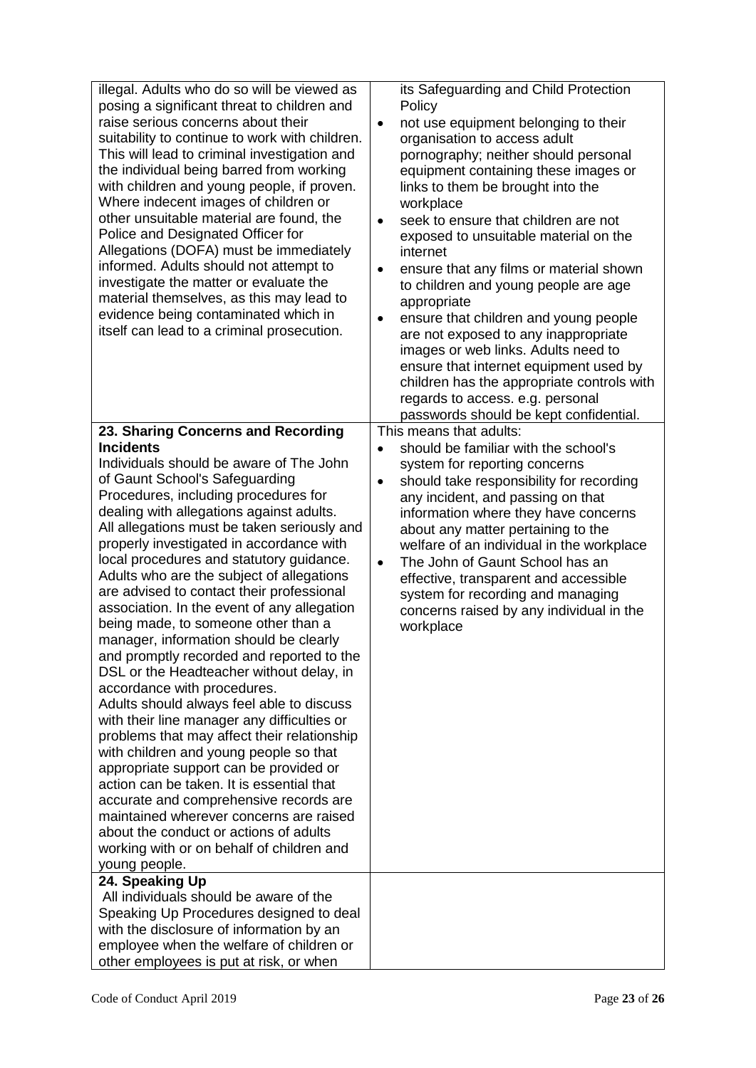| | |
|---|---|
| illegal. Adults who do so will be viewed as posing a significant threat to children and raise serious concerns about their suitability to continue to work with children. This will lead to criminal investigation and the individual being barred from working with children and young people, if proven. Where indecent images of children or other unsuitable material are found, the Police and Designated Officer for Allegations (DOFA) must be immediately informed. Adults should not attempt to investigate the matter or evaluate the material themselves, as this may lead to evidence being contaminated which in itself can lead to a criminal prosecution. | its Safeguarding and Child Protection Policy<br>• not use equipment belonging to their organisation to access adult pornography; neither should personal equipment containing these images or links to them be brought into the workplace<br>• seek to ensure that children are not exposed to unsuitable material on the internet<br>• ensure that any films or material shown to children and young people are age appropriate<br>• ensure that children and young people are not exposed to any inappropriate images or web links. Adults need to ensure that internet equipment used by children has the appropriate controls with regards to access. e.g. personal passwords should be kept confidential. |
| **23. Sharing Concerns and Recording Incidents**<br>Individuals should be aware of The John of Gaunt School's Safeguarding Procedures, including procedures for dealing with allegations against adults. All allegations must be taken seriously and properly investigated in accordance with local procedures and statutory guidance. Adults who are the subject of allegations are advised to contact their professional association. In the event of any allegation being made, to someone other than a manager, information should be clearly and promptly recorded and reported to the DSL or the Headteacher without delay, in accordance with procedures.<br>Adults should always feel able to discuss with their line manager any difficulties or problems that may affect their relationship with children and young people so that appropriate support can be provided or action can be taken. It is essential that accurate and comprehensive records are maintained wherever concerns are raised about the conduct or actions of adults working with or on behalf of children and young people. | This means that adults:<br>• should be familiar with the school's system for reporting concerns<br>• should take responsibility for recording any incident, and passing on that information where they have concerns about any matter pertaining to the welfare of an individual in the workplace<br>• The John of Gaunt School has an effective, transparent and accessible system for recording and managing concerns raised by any individual in the workplace |
| **24. Speaking Up**<br>All individuals should be aware of the Speaking Up Procedures designed to deal with the disclosure of information by an employee when the welfare of children or other employees is put at risk, or when | |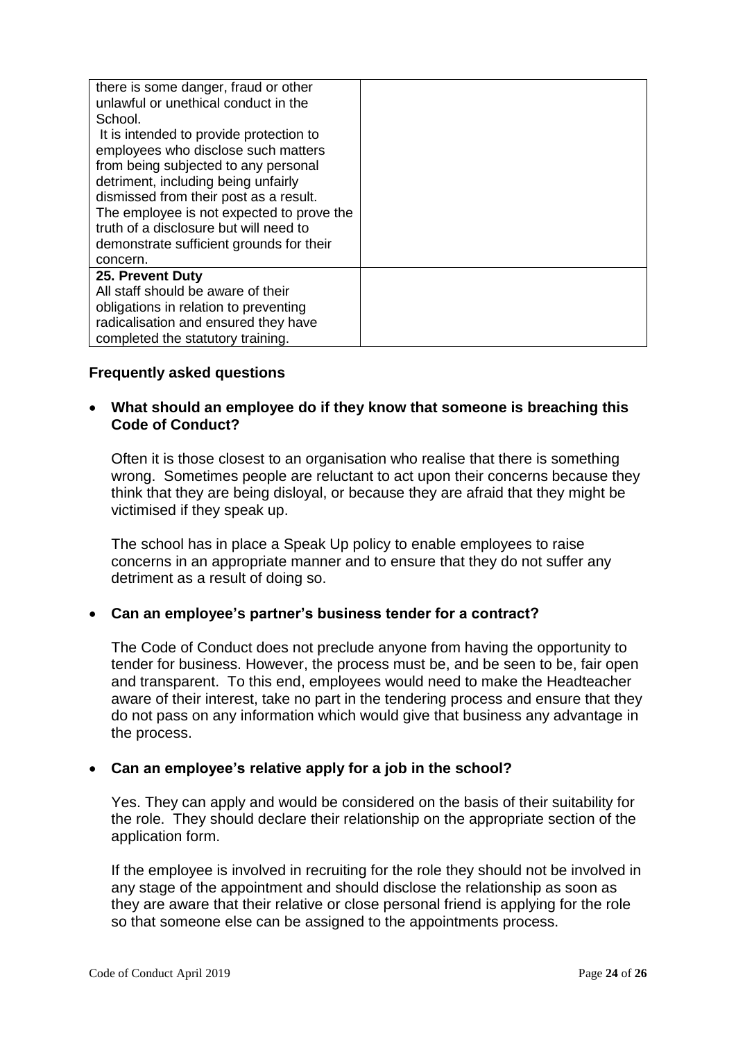| | |
|---|---|
| there is some danger, fraud or other unlawful or unethical conduct in the School.<br>It is intended to provide protection to employees who disclose such matters from being subjected to any personal detriment, including being unfairly dismissed from their post as a result. The employee is not expected to prove the truth of a disclosure but will need to demonstrate sufficient grounds for their concern. | |
| **25. Prevent Duty**<br>All staff should be aware of their obligations in relation to preventing radicalisation and ensured they have completed the statutory training. | |

### Frequently asked questions

- **What should an employee do if they know that someone is breaching this Code of Conduct?**

  Often it is those closest to an organisation who realise that there is something wrong. Sometimes people are reluctant to act upon their concerns because they think that they are being disloyal, or because they are afraid that they might be victimised if they speak up.

  The school has in place a Speak Up policy to enable employees to raise concerns in an appropriate manner and to ensure that they do not suffer any detriment as a result of doing so.

- **Can an employee's partner's business tender for a contract?**

  The Code of Conduct does not preclude anyone from having the opportunity to tender for business. However, the process must be, and be seen to be, fair open and transparent. To this end, employees would need to make the Headteacher aware of their interest, take no part in the tendering process and ensure that they do not pass on any information which would give that business any advantage in the process.

- **Can an employee's relative apply for a job in the school?**

  Yes. They can apply and would be considered on the basis of their suitability for the role. They should declare their relationship on the appropriate section of the application form.

  If the employee is involved in recruiting for the role they should not be involved in any stage of the appointment and should disclose the relationship as soon as they are aware that their relative or close personal friend is applying for the role so that someone else can be assigned to the appointments process.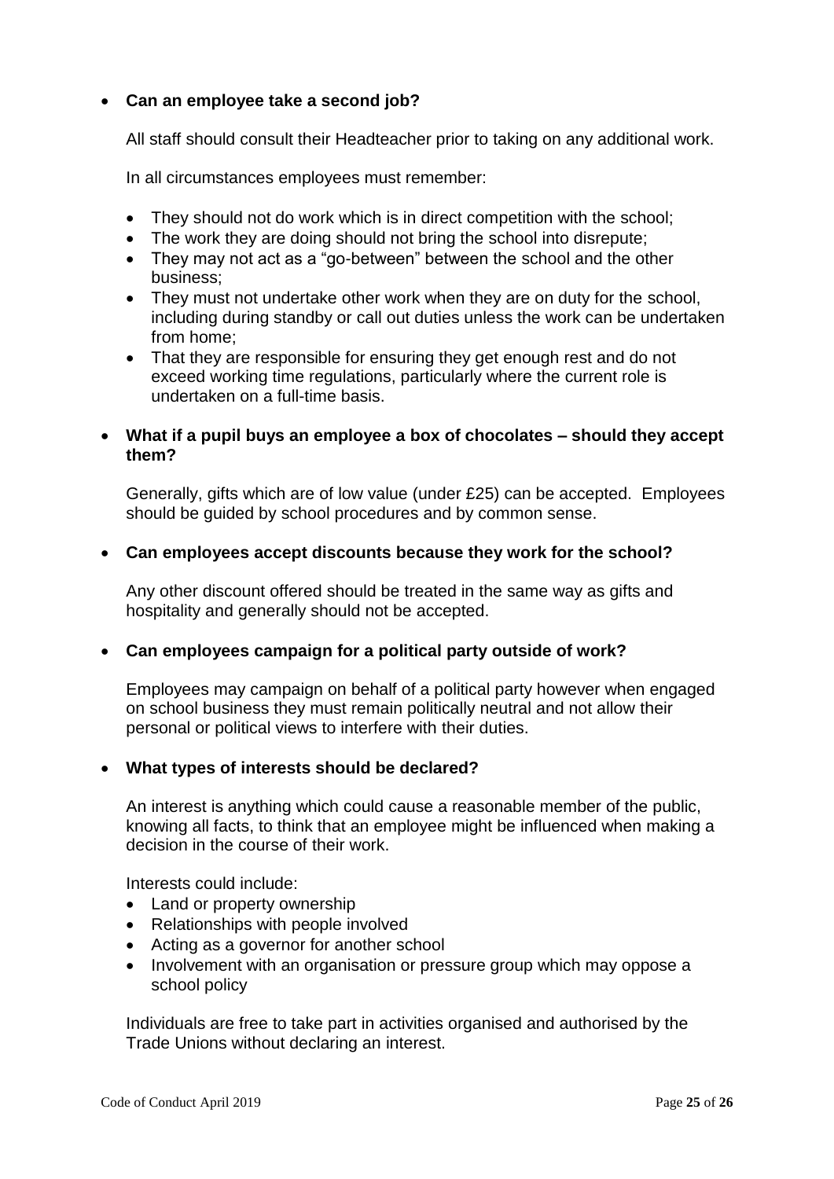- **Can an employee take a second job?**

  All staff should consult their Headteacher prior to taking on any additional work.

  In all circumstances employees must remember:

  - They should not do work which is in direct competition with the school;
  - The work they are doing should not bring the school into disrepute;
  - They may not act as a "go-between" between the school and the other business;
  - They must not undertake other work when they are on duty for the school, including during standby or call out duties unless the work can be undertaken from home;
  - That they are responsible for ensuring they get enough rest and do not exceed working time regulations, particularly where the current role is undertaken on a full-time basis.

- **What if a pupil buys an employee a box of chocolates – should they accept them?**

  Generally, gifts which are of low value (under £25) can be accepted. Employees should be guided by school procedures and by common sense.

- **Can employees accept discounts because they work for the school?**

  Any other discount offered should be treated in the same way as gifts and hospitality and generally should not be accepted.

- **Can employees campaign for a political party outside of work?**

  Employees may campaign on behalf of a political party however when engaged on school business they must remain politically neutral and not allow their personal or political views to interfere with their duties.

- **What types of interests should be declared?**

  An interest is anything which could cause a reasonable member of the public, knowing all facts, to think that an employee might be influenced when making a decision in the course of their work.

  Interests could include:
  - Land or property ownership
  - Relationships with people involved
  - Acting as a governor for another school
  - Involvement with an organisation or pressure group which may oppose a school policy

  Individuals are free to take part in activities organised and authorised by the Trade Unions without declaring an interest.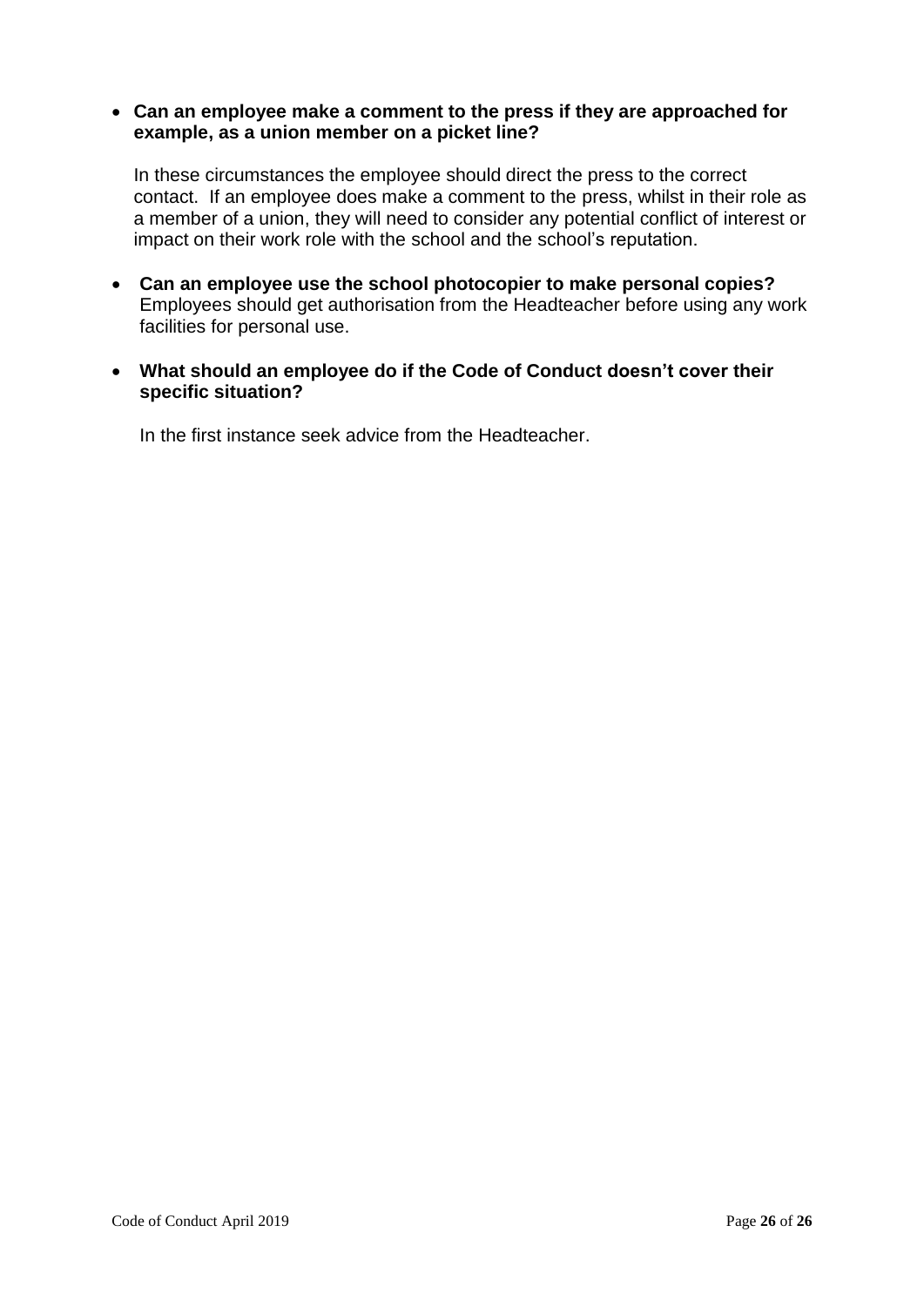- **Can an employee make a comment to the press if they are approached for example, as a union member on a picket line?**

  In these circumstances the employee should direct the press to the correct contact. If an employee does make a comment to the press, whilst in their role as a member of a union, they will need to consider any potential conflict of interest or impact on their work role with the school and the school's reputation.

- **Can an employee use the school photocopier to make personal copies?**
  Employees should get authorisation from the Headteacher before using any work facilities for personal use.

- **What should an employee do if the Code of Conduct doesn't cover their specific situation?**

  In the first instance seek advice from the Headteacher.